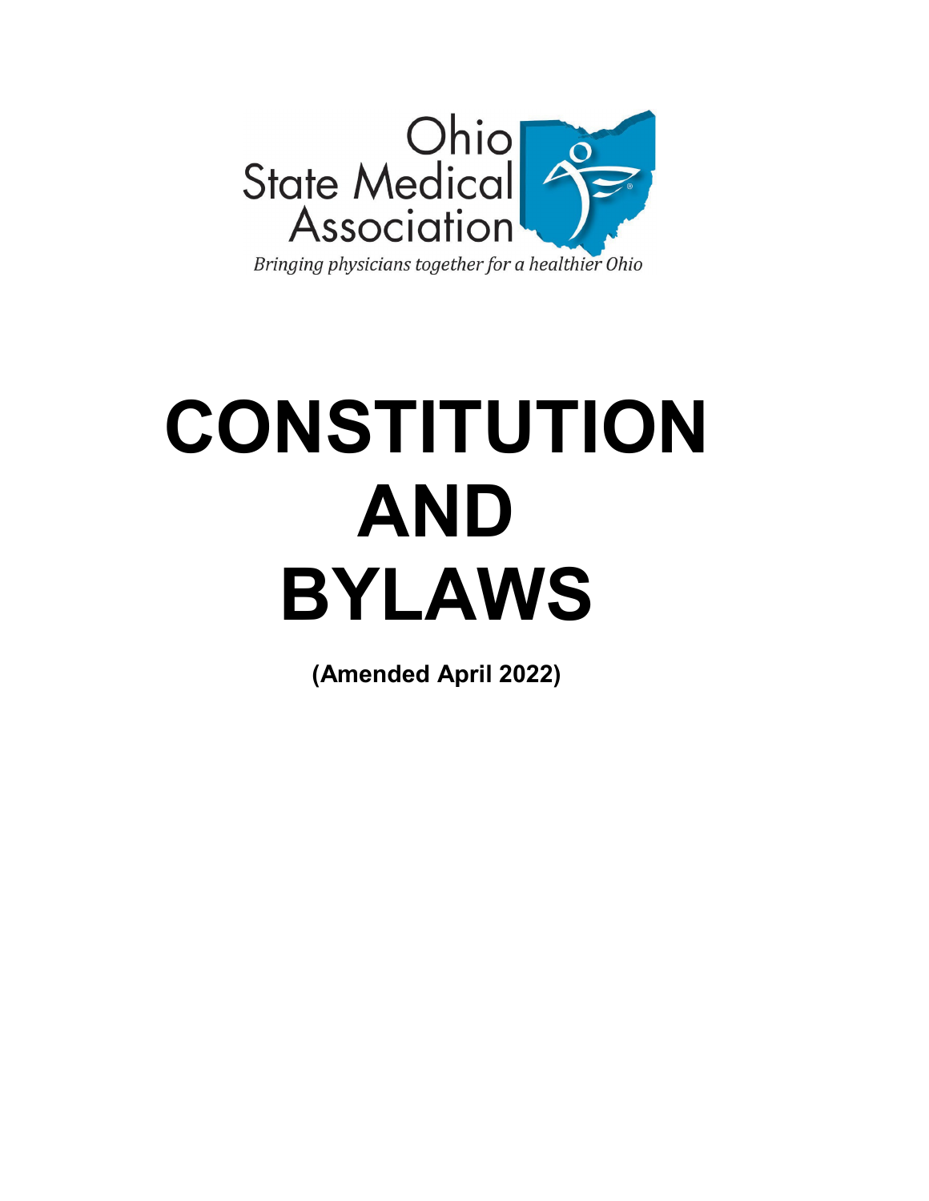Ohio State Medical Association

*Bringing physicians together for a healthier Ohio*

# CONSTITUTION AND BYLAWS

**(Amended April 2022)**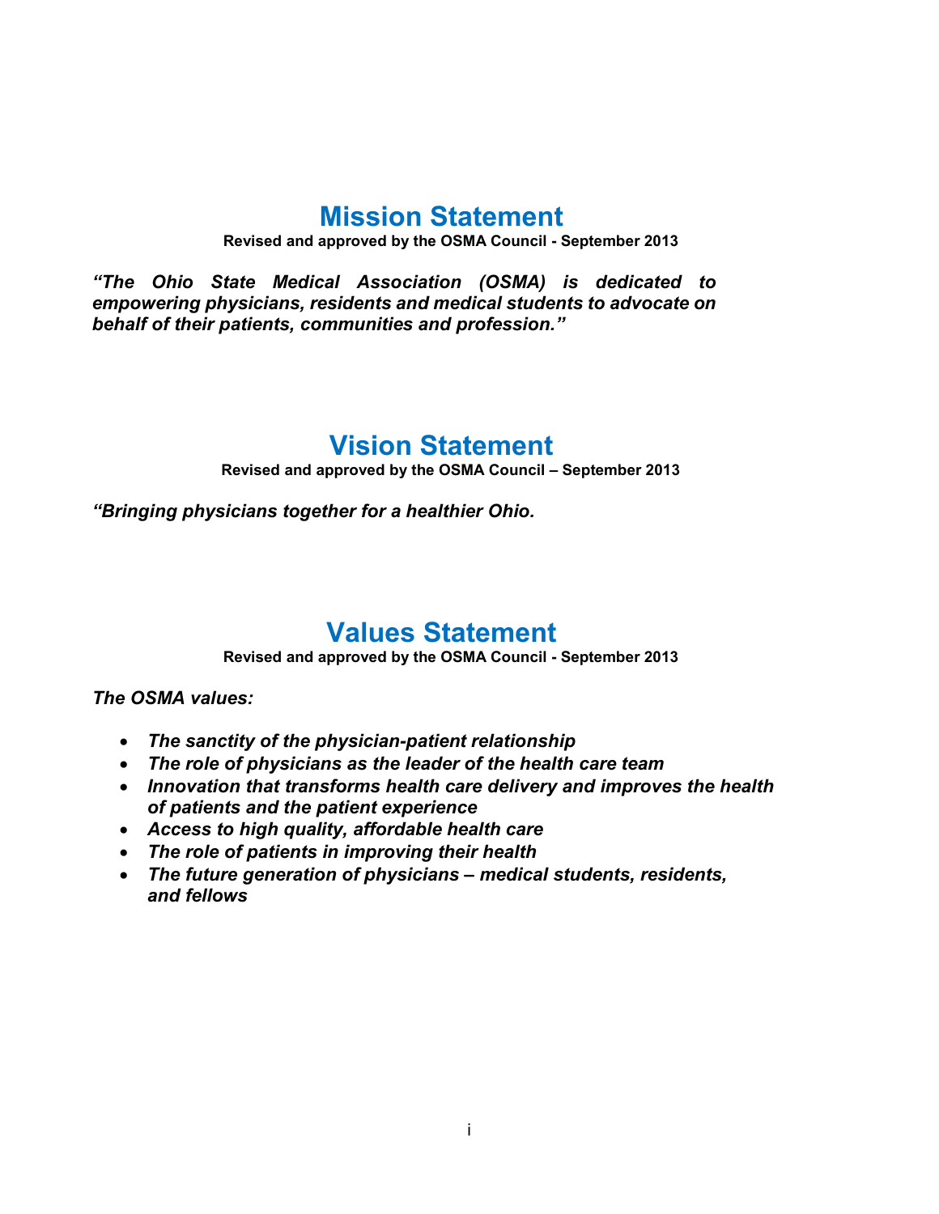# Mission Statement

**Revised and approved by the OSMA Council - September 2013**

***"The Ohio State Medical Association (OSMA) is dedicated to empowering physicians, residents and medical students to advocate on behalf of their patients, communities and profession."***

# Vision Statement

**Revised and approved by the OSMA Council – September 2013**

***"Bringing physicians together for a healthier Ohio.***

# Values Statement

**Revised and approved by the OSMA Council - September 2013**

***The OSMA values:***

- ***The sanctity of the physician-patient relationship***
- ***The role of physicians as the leader of the health care team***
- ***Innovation that transforms health care delivery and improves the health of patients and the patient experience***
- ***Access to high quality, affordable health care***
- ***The role of patients in improving their health***
- ***The future generation of physicians – medical students, residents, and fellows***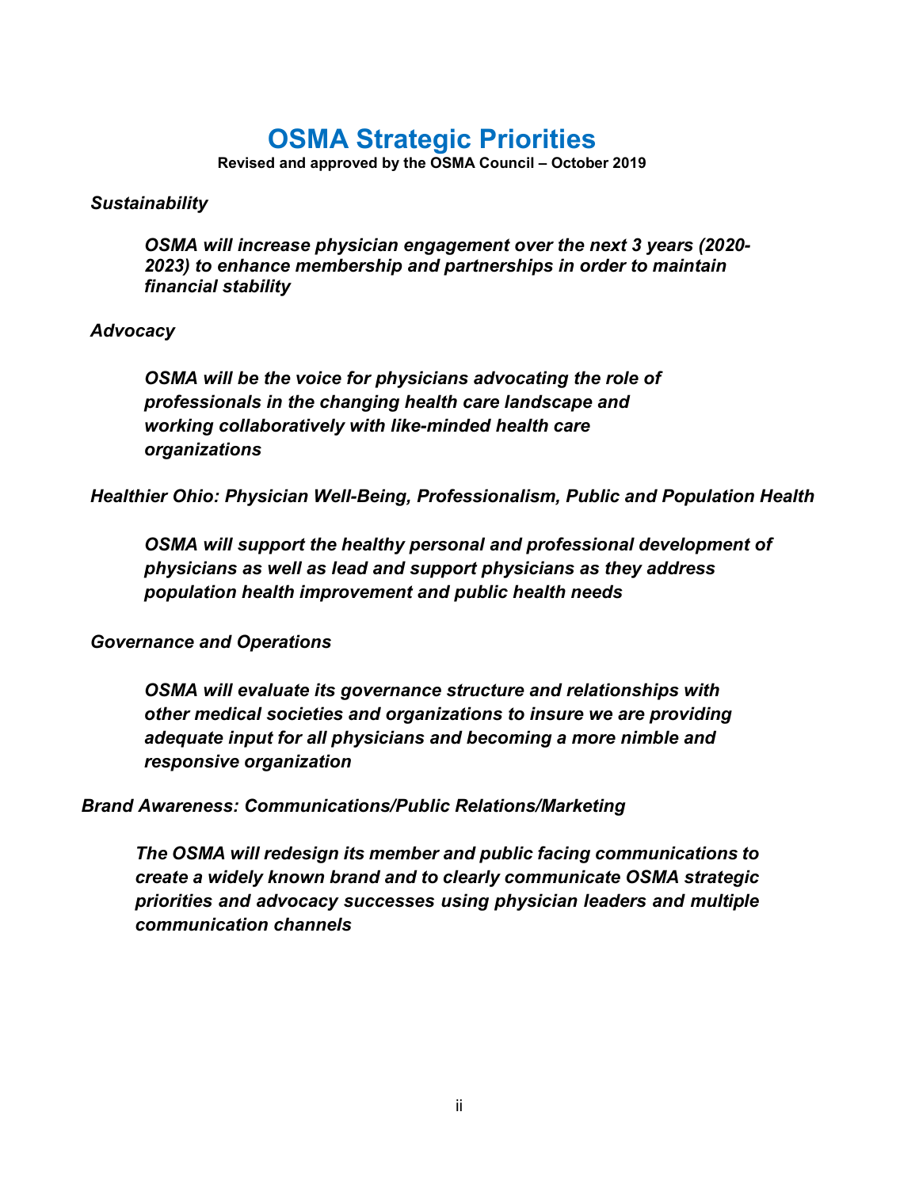# OSMA Strategic Priorities

**Revised and approved by the OSMA Council – October 2019**

***Sustainability***

> ***OSMA will increase physician engagement over the next 3 years (2020-2023) to enhance membership and partnerships in order to maintain financial stability***

***Advocacy***

> ***OSMA will be the voice for physicians advocating the role of professionals in the changing health care landscape and working collaboratively with like-minded health care organizations***

***Healthier Ohio: Physician Well-Being, Professionalism, Public and Population Health***

> ***OSMA will support the healthy personal and professional development of physicians as well as lead and support physicians as they address population health improvement and public health needs***

***Governance and Operations***

> ***OSMA will evaluate its governance structure and relationships with other medical societies and organizations to insure we are providing adequate input for all physicians and becoming a more nimble and responsive organization***

***Brand Awareness: Communications/Public Relations/Marketing***

> ***The OSMA will redesign its member and public facing communications to create a widely known brand and to clearly communicate OSMA strategic priorities and advocacy successes using physician leaders and multiple communication channels***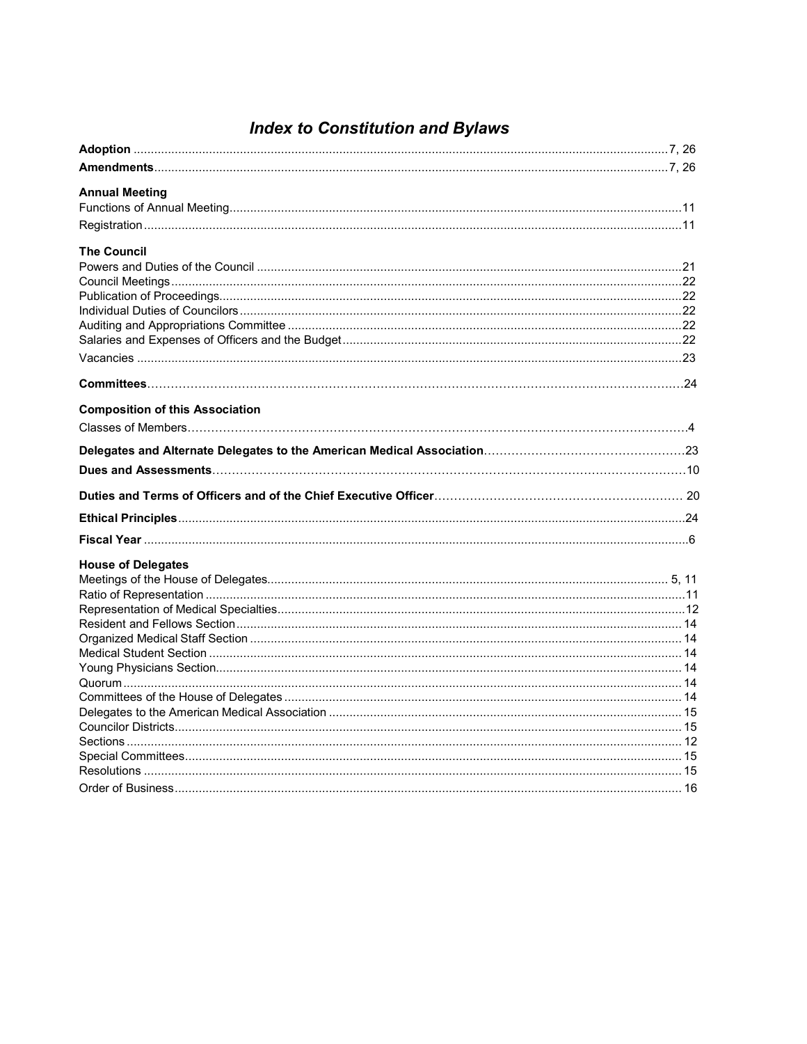# *Index to Constitution and Bylaws*

**Adoption** ........................................................................................................ 7, 26

**Amendments** ..................................................................................................... 7, 26

**Annual Meeting**

Functions of Annual Meeting ........................................................................................ 11

Registration ........................................................................................................ 11

**The Council**

Powers and Duties of the Council .................................................................................. 21

Council Meetings .................................................................................................... 22

Publication of Proceedings .......................................................................................... 22

Individual Duties of Councilors ...................................................................................... 22

Auditing and Appropriations Committee ................................................................................ 22

Salaries and Expenses of Officers and the Budget ...................................................................... 22

Vacancies ........................................................................................................... 23

**Committees** ....................................................................................................... 24

**Composition of this Association**

Classes of Members .................................................................................................. 4

**Delegates and Alternate Delegates to the American Medical Association** .............................................. 23

**Dues and Assessments** ............................................................................................. 10

**Duties and Terms of Officers and of the Chief Executive Officer** ..................................................... 20

**Ethical Principles** ................................................................................................ 24

**Fiscal Year** ....................................................................................................... 6

**House of Delegates**

Meetings of the House of Delegates .................................................................................. 5, 11

Ratio of Representation ............................................................................................. 11

Representation of Medical Specialties ............................................................................... 12

Resident and Fellows Section ........................................................................................ 14

Organized Medical Staff Section ..................................................................................... 14

Medical Student Section ............................................................................................. 14

Young Physicians Section ............................................................................................ 14

Quorum .............................................................................................................. 14

Committees of the House of Delegates ................................................................................ 14

Delegates to the American Medical Association ....................................................................... 15

Councilor Districts .................................................................................................. 15

Sections ............................................................................................................ 12

Special Committees .................................................................................................. 15

Resolutions ......................................................................................................... 15

Order of Business ................................................................................................... 16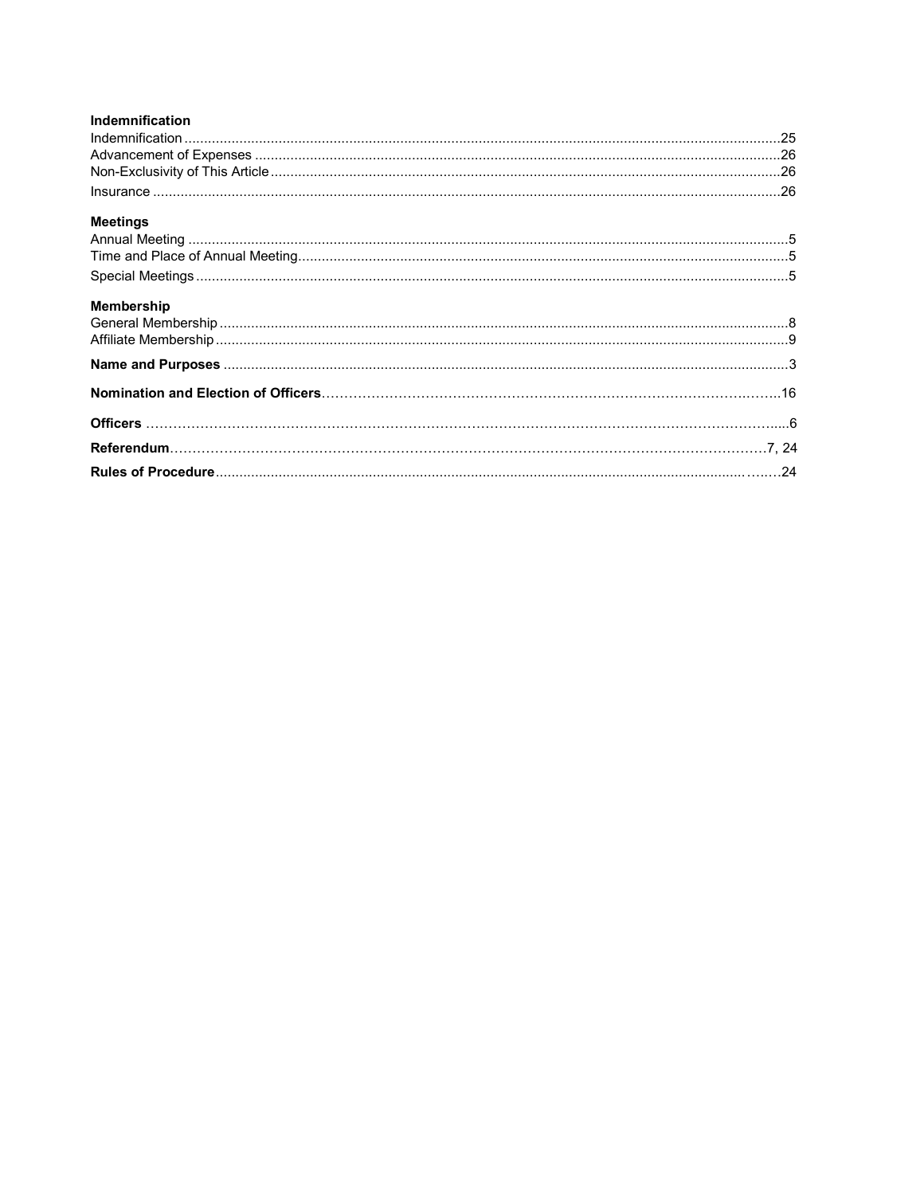**Indemnification**

Indemnification ....................................................................................................................................................25
Advancement of Expenses ..................................................................................................................................26
Non-Exclusivity of This Article ..............................................................................................................................26
Insurance ...........................................................................................................................................................26

**Meetings**

Annual Meeting ......................................................................................................................................................5
Time and Place of Annual Meeting..........................................................................................................................5
Special Meetings .....................................................................................................................................................5

**Membership**

General Membership ..............................................................................................................................................8
Affiliate Membership ................................................................................................................................................9

**Name and Purposes** ..............................................................................................................................................3

**Nomination and Election of Officers**……………………………………………………………………………………..16

**Officers** ……………………………………………………………………………………………………………………....6

**Referendum**……………………………………………………………………………………………………………7, 24

**Rules of Procedure**.......................................................................................................................................24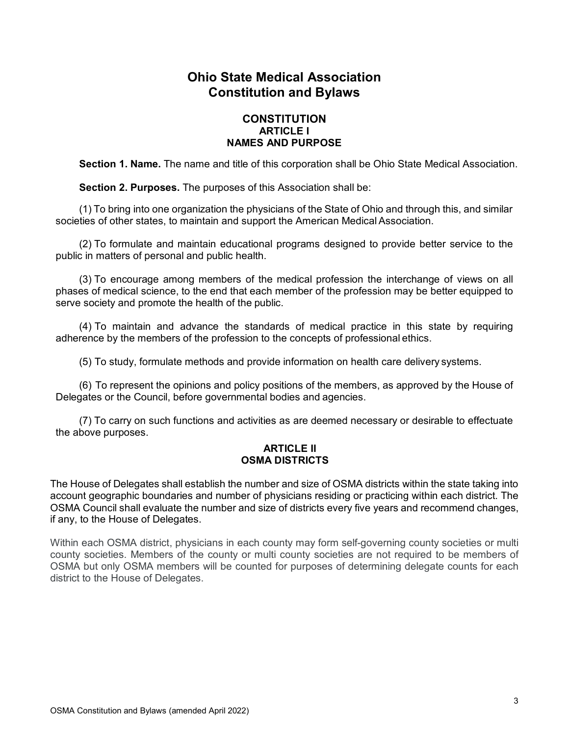# Ohio State Medical Association Constitution and Bylaws

## CONSTITUTION

### ARTICLE I
### NAMES AND PURPOSE

**Section 1. Name.** The name and title of this corporation shall be Ohio State Medical Association.

**Section 2. Purposes.** The purposes of this Association shall be:

(1) To bring into one organization the physicians of the State of Ohio and through this, and similar societies of other states, to maintain and support the American Medical Association.

(2) To formulate and maintain educational programs designed to provide better service to the public in matters of personal and public health.

(3) To encourage among members of the medical profession the interchange of views on all phases of medical science, to the end that each member of the profession may be better equipped to serve society and promote the health of the public.

(4) To maintain and advance the standards of medical practice in this state by requiring adherence by the members of the profession to the concepts of professional ethics.

(5) To study, formulate methods and provide information on health care delivery systems.

(6) To represent the opinions and policy positions of the members, as approved by the House of Delegates or the Council, before governmental bodies and agencies.

(7) To carry on such functions and activities as are deemed necessary or desirable to effectuate the above purposes.

### ARTICLE II
### OSMA DISTRICTS

The House of Delegates shall establish the number and size of OSMA districts within the state taking into account geographic boundaries and number of physicians residing or practicing within each district. The OSMA Council shall evaluate the number and size of districts every five years and recommend changes, if any, to the House of Delegates.

Within each OSMA district, physicians in each county may form self-governing county societies or multi county societies. Members of the county or multi county societies are not required to be members of OSMA but only OSMA members will be counted for purposes of determining delegate counts for each district to the House of Delegates.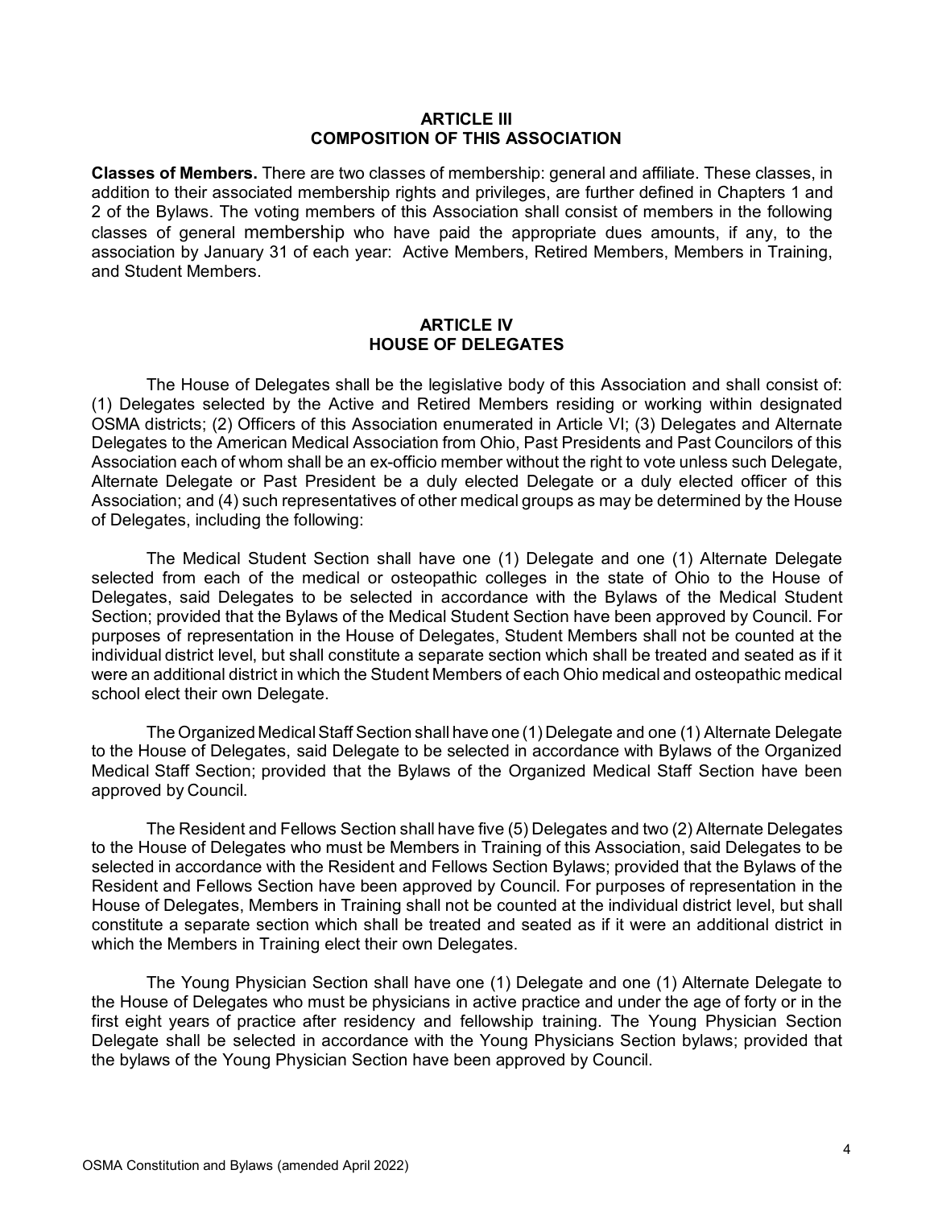## ARTICLE III
## COMPOSITION OF THIS ASSOCIATION

**Classes of Members.** There are two classes of membership: general and affiliate. These classes, in addition to their associated membership rights and privileges, are further defined in Chapters 1 and 2 of the Bylaws. The voting members of this Association shall consist of members in the following classes of general membership who have paid the appropriate dues amounts, if any, to the association by January 31 of each year: Active Members, Retired Members, Members in Training, and Student Members.

## ARTICLE IV
## HOUSE OF DELEGATES

The House of Delegates shall be the legislative body of this Association and shall consist of: (1) Delegates selected by the Active and Retired Members residing or working within designated OSMA districts; (2) Officers of this Association enumerated in Article VI; (3) Delegates and Alternate Delegates to the American Medical Association from Ohio, Past Presidents and Past Councilors of this Association each of whom shall be an ex-officio member without the right to vote unless such Delegate, Alternate Delegate or Past President be a duly elected Delegate or a duly elected officer of this Association; and (4) such representatives of other medical groups as may be determined by the House of Delegates, including the following:

The Medical Student Section shall have one (1) Delegate and one (1) Alternate Delegate selected from each of the medical or osteopathic colleges in the state of Ohio to the House of Delegates, said Delegates to be selected in accordance with the Bylaws of the Medical Student Section; provided that the Bylaws of the Medical Student Section have been approved by Council. For purposes of representation in the House of Delegates, Student Members shall not be counted at the individual district level, but shall constitute a separate section which shall be treated and seated as if it were an additional district in which the Student Members of each Ohio medical and osteopathic medical school elect their own Delegate.

The Organized Medical Staff Section shall have one (1) Delegate and one (1) Alternate Delegate to the House of Delegates, said Delegate to be selected in accordance with Bylaws of the Organized Medical Staff Section; provided that the Bylaws of the Organized Medical Staff Section have been approved by Council.

The Resident and Fellows Section shall have five (5) Delegates and two (2) Alternate Delegates to the House of Delegates who must be Members in Training of this Association, said Delegates to be selected in accordance with the Resident and Fellows Section Bylaws; provided that the Bylaws of the Resident and Fellows Section have been approved by Council. For purposes of representation in the House of Delegates, Members in Training shall not be counted at the individual district level, but shall constitute a separate section which shall be treated and seated as if it were an additional district in which the Members in Training elect their own Delegates.

The Young Physician Section shall have one (1) Delegate and one (1) Alternate Delegate to the House of Delegates who must be physicians in active practice and under the age of forty or in the first eight years of practice after residency and fellowship training. The Young Physician Section Delegate shall be selected in accordance with the Young Physicians Section bylaws; provided that the bylaws of the Young Physician Section have been approved by Council.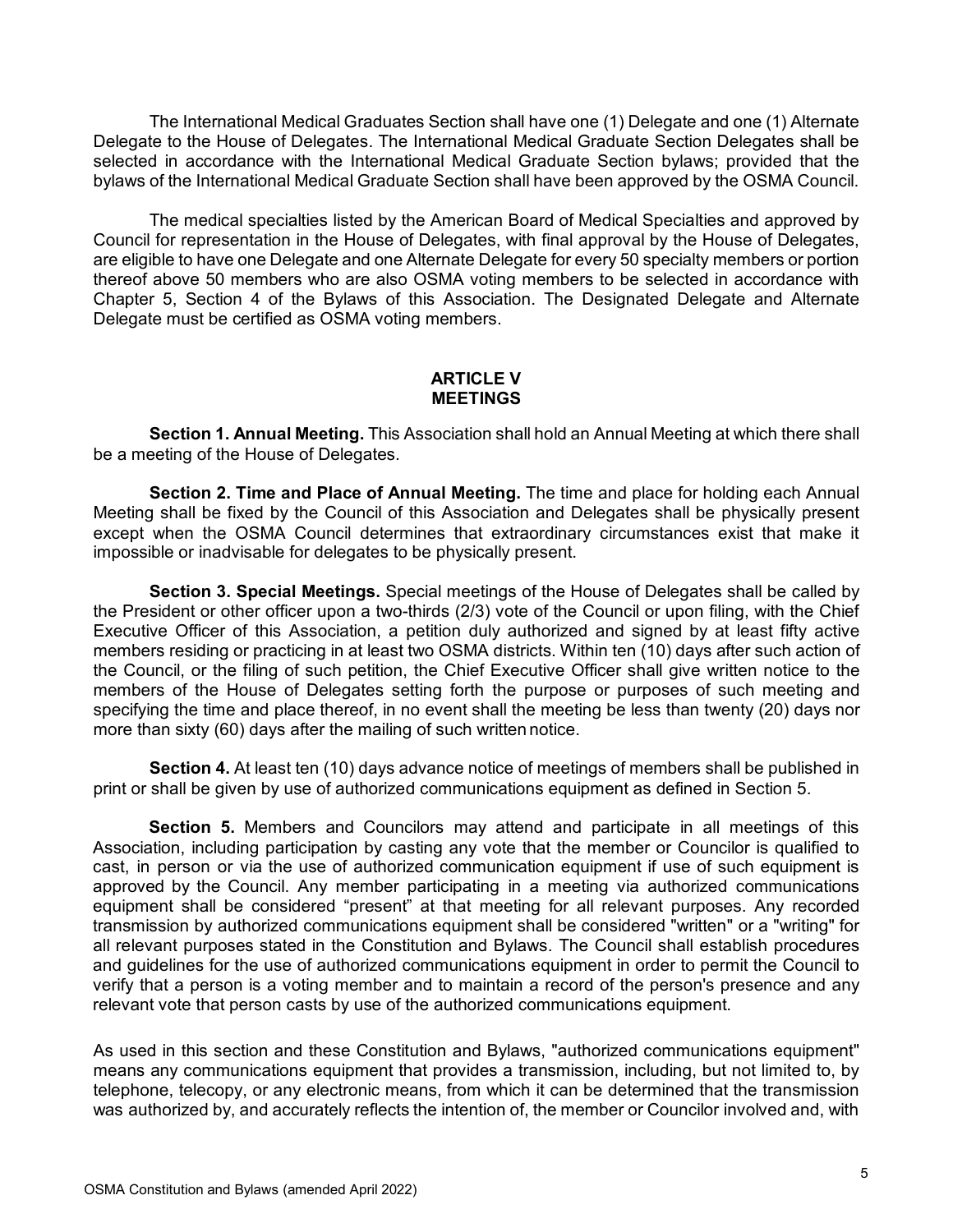The International Medical Graduates Section shall have one (1) Delegate and one (1) Alternate Delegate to the House of Delegates. The International Medical Graduate Section Delegates shall be selected in accordance with the International Medical Graduate Section bylaws; provided that the bylaws of the International Medical Graduate Section shall have been approved by the OSMA Council.

The medical specialties listed by the American Board of Medical Specialties and approved by Council for representation in the House of Delegates, with final approval by the House of Delegates, are eligible to have one Delegate and one Alternate Delegate for every 50 specialty members or portion thereof above 50 members who are also OSMA voting members to be selected in accordance with Chapter 5, Section 4 of the Bylaws of this Association. The Designated Delegate and Alternate Delegate must be certified as OSMA voting members.

## ARTICLE V
## MEETINGS

**Section 1. Annual Meeting.** This Association shall hold an Annual Meeting at which there shall be a meeting of the House of Delegates.

**Section 2. Time and Place of Annual Meeting.** The time and place for holding each Annual Meeting shall be fixed by the Council of this Association and Delegates shall be physically present except when the OSMA Council determines that extraordinary circumstances exist that make it impossible or inadvisable for delegates to be physically present.

**Section 3. Special Meetings.** Special meetings of the House of Delegates shall be called by the President or other officer upon a two-thirds (2/3) vote of the Council or upon filing, with the Chief Executive Officer of this Association, a petition duly authorized and signed by at least fifty active members residing or practicing in at least two OSMA districts. Within ten (10) days after such action of the Council, or the filing of such petition, the Chief Executive Officer shall give written notice to the members of the House of Delegates setting forth the purpose or purposes of such meeting and specifying the time and place thereof, in no event shall the meeting be less than twenty (20) days nor more than sixty (60) days after the mailing of such written notice.

**Section 4.** At least ten (10) days advance notice of meetings of members shall be published in print or shall be given by use of authorized communications equipment as defined in Section 5.

**Section 5.** Members and Councilors may attend and participate in all meetings of this Association, including participation by casting any vote that the member or Councilor is qualified to cast, in person or via the use of authorized communication equipment if use of such equipment is approved by the Council. Any member participating in a meeting via authorized communications equipment shall be considered "present" at that meeting for all relevant purposes. Any recorded transmission by authorized communications equipment shall be considered "written" or a "writing" for all relevant purposes stated in the Constitution and Bylaws. The Council shall establish procedures and guidelines for the use of authorized communications equipment in order to permit the Council to verify that a person is a voting member and to maintain a record of the person's presence and any relevant vote that person casts by use of the authorized communications equipment.

As used in this section and these Constitution and Bylaws, "authorized communications equipment" means any communications equipment that provides a transmission, including, but not limited to, by telephone, telecopy, or any electronic means, from which it can be determined that the transmission was authorized by, and accurately reflects the intention of, the member or Councilor involved and, with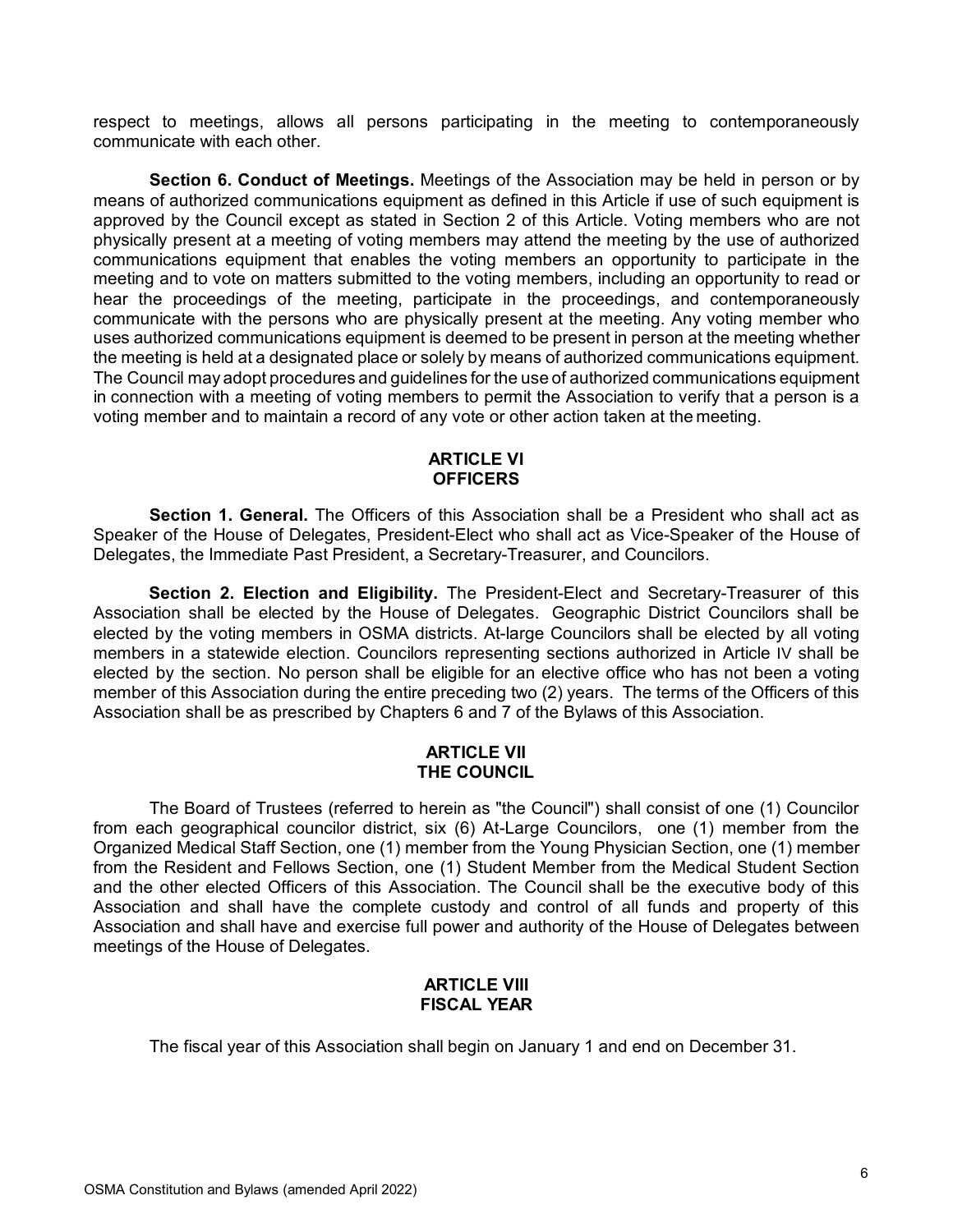respect to meetings, allows all persons participating in the meeting to contemporaneously communicate with each other.

**Section 6. Conduct of Meetings.** Meetings of the Association may be held in person or by means of authorized communications equipment as defined in this Article if use of such equipment is approved by the Council except as stated in Section 2 of this Article. Voting members who are not physically present at a meeting of voting members may attend the meeting by the use of authorized communications equipment that enables the voting members an opportunity to participate in the meeting and to vote on matters submitted to the voting members, including an opportunity to read or hear the proceedings of the meeting, participate in the proceedings, and contemporaneously communicate with the persons who are physically present at the meeting. Any voting member who uses authorized communications equipment is deemed to be present in person at the meeting whether the meeting is held at a designated place or solely by means of authorized communications equipment. The Council may adopt procedures and guidelines for the use of authorized communications equipment in connection with a meeting of voting members to permit the Association to verify that a person is a voting member and to maintain a record of any vote or other action taken at the meeting.

## ARTICLE VI
## OFFICERS

**Section 1. General.** The Officers of this Association shall be a President who shall act as Speaker of the House of Delegates, President-Elect who shall act as Vice-Speaker of the House of Delegates, the Immediate Past President, a Secretary-Treasurer, and Councilors.

**Section 2. Election and Eligibility.** The President-Elect and Secretary-Treasurer of this Association shall be elected by the House of Delegates. Geographic District Councilors shall be elected by the voting members in OSMA districts. At-large Councilors shall be elected by all voting members in a statewide election. Councilors representing sections authorized in Article IV shall be elected by the section. No person shall be eligible for an elective office who has not been a voting member of this Association during the entire preceding two (2) years. The terms of the Officers of this Association shall be as prescribed by Chapters 6 and 7 of the Bylaws of this Association.

## ARTICLE VII
## THE COUNCIL

The Board of Trustees (referred to herein as "the Council") shall consist of one (1) Councilor from each geographical councilor district, six (6) At-Large Councilors, one (1) member from the Organized Medical Staff Section, one (1) member from the Young Physician Section, one (1) member from the Resident and Fellows Section, one (1) Student Member from the Medical Student Section and the other elected Officers of this Association. The Council shall be the executive body of this Association and shall have the complete custody and control of all funds and property of this Association and shall have and exercise full power and authority of the House of Delegates between meetings of the House of Delegates.

## ARTICLE VIII
## FISCAL YEAR

The fiscal year of this Association shall begin on January 1 and end on December 31.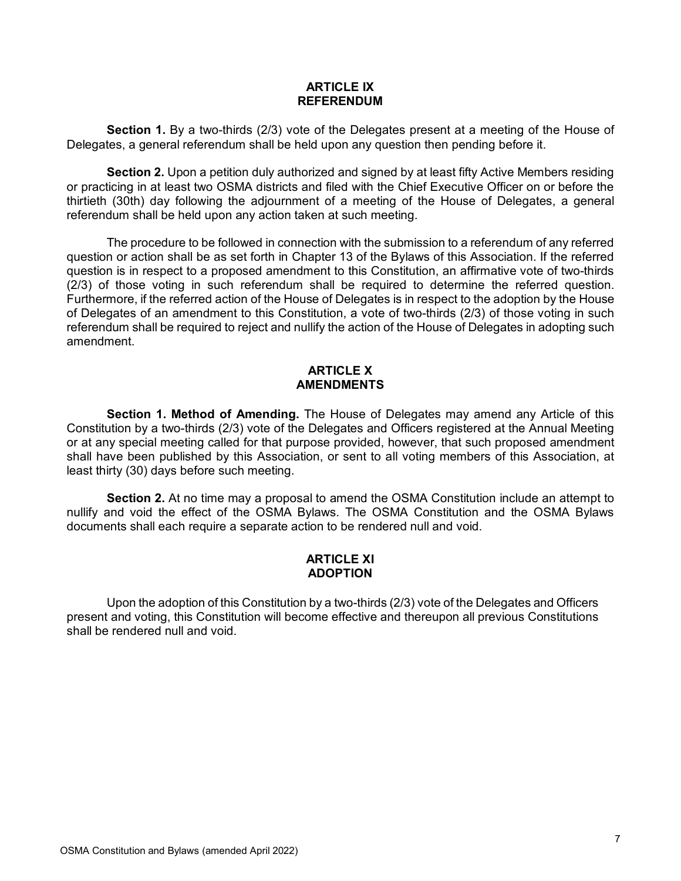## ARTICLE IX
## REFERENDUM

**Section 1.** By a two-thirds (2/3) vote of the Delegates present at a meeting of the House of Delegates, a general referendum shall be held upon any question then pending before it.

**Section 2.** Upon a petition duly authorized and signed by at least fifty Active Members residing or practicing in at least two OSMA districts and filed with the Chief Executive Officer on or before the thirtieth (30th) day following the adjournment of a meeting of the House of Delegates, a general referendum shall be held upon any action taken at such meeting.

The procedure to be followed in connection with the submission to a referendum of any referred question or action shall be as set forth in Chapter 13 of the Bylaws of this Association. If the referred question is in respect to a proposed amendment to this Constitution, an affirmative vote of two-thirds (2/3) of those voting in such referendum shall be required to determine the referred question. Furthermore, if the referred action of the House of Delegates is in respect to the adoption by the House of Delegates of an amendment to this Constitution, a vote of two-thirds (2/3) of those voting in such referendum shall be required to reject and nullify the action of the House of Delegates in adopting such amendment.

## ARTICLE X
## AMENDMENTS

**Section 1. Method of Amending.** The House of Delegates may amend any Article of this Constitution by a two-thirds (2/3) vote of the Delegates and Officers registered at the Annual Meeting or at any special meeting called for that purpose provided, however, that such proposed amendment shall have been published by this Association, or sent to all voting members of this Association, at least thirty (30) days before such meeting.

**Section 2.** At no time may a proposal to amend the OSMA Constitution include an attempt to nullify and void the effect of the OSMA Bylaws. The OSMA Constitution and the OSMA Bylaws documents shall each require a separate action to be rendered null and void.

## ARTICLE XI
## ADOPTION

Upon the adoption of this Constitution by a two-thirds (2/3) vote of the Delegates and Officers present and voting, this Constitution will become effective and thereupon all previous Constitutions shall be rendered null and void.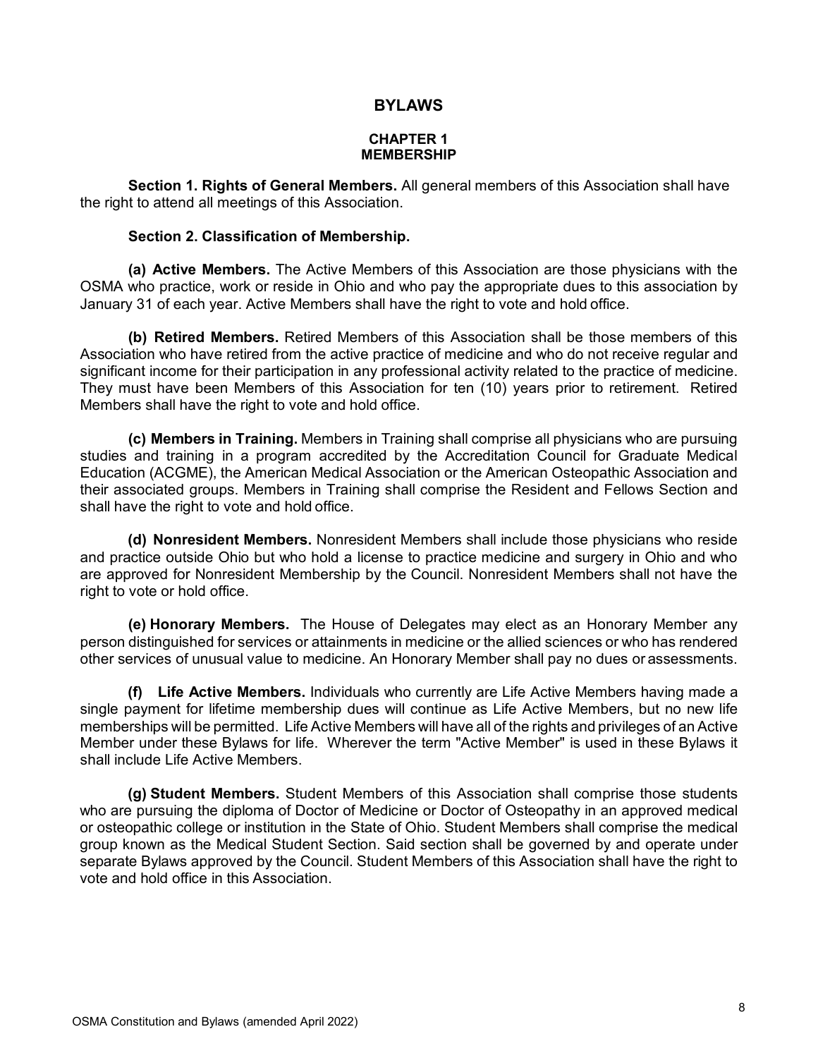# BYLAWS

## CHAPTER 1
## MEMBERSHIP

**Section 1. Rights of General Members.** All general members of this Association shall have the right to attend all meetings of this Association.

**Section 2. Classification of Membership.**

**(a) Active Members.** The Active Members of this Association are those physicians with the OSMA who practice, work or reside in Ohio and who pay the appropriate dues to this association by January 31 of each year. Active Members shall have the right to vote and hold office.

**(b) Retired Members.** Retired Members of this Association shall be those members of this Association who have retired from the active practice of medicine and who do not receive regular and significant income for their participation in any professional activity related to the practice of medicine. They must have been Members of this Association for ten (10) years prior to retirement. Retired Members shall have the right to vote and hold office.

**(c) Members in Training.** Members in Training shall comprise all physicians who are pursuing studies and training in a program accredited by the Accreditation Council for Graduate Medical Education (ACGME), the American Medical Association or the American Osteopathic Association and their associated groups. Members in Training shall comprise the Resident and Fellows Section and shall have the right to vote and hold office.

**(d) Nonresident Members.** Nonresident Members shall include those physicians who reside and practice outside Ohio but who hold a license to practice medicine and surgery in Ohio and who are approved for Nonresident Membership by the Council. Nonresident Members shall not have the right to vote or hold office.

**(e) Honorary Members.** The House of Delegates may elect as an Honorary Member any person distinguished for services or attainments in medicine or the allied sciences or who has rendered other services of unusual value to medicine. An Honorary Member shall pay no dues or assessments.

**(f) Life Active Members.** Individuals who currently are Life Active Members having made a single payment for lifetime membership dues will continue as Life Active Members, but no new life memberships will be permitted. Life Active Members will have all of the rights and privileges of an Active Member under these Bylaws for life. Wherever the term "Active Member" is used in these Bylaws it shall include Life Active Members.

**(g) Student Members.** Student Members of this Association shall comprise those students who are pursuing the diploma of Doctor of Medicine or Doctor of Osteopathy in an approved medical or osteopathic college or institution in the State of Ohio. Student Members shall comprise the medical group known as the Medical Student Section. Said section shall be governed by and operate under separate Bylaws approved by the Council. Student Members of this Association shall have the right to vote and hold office in this Association.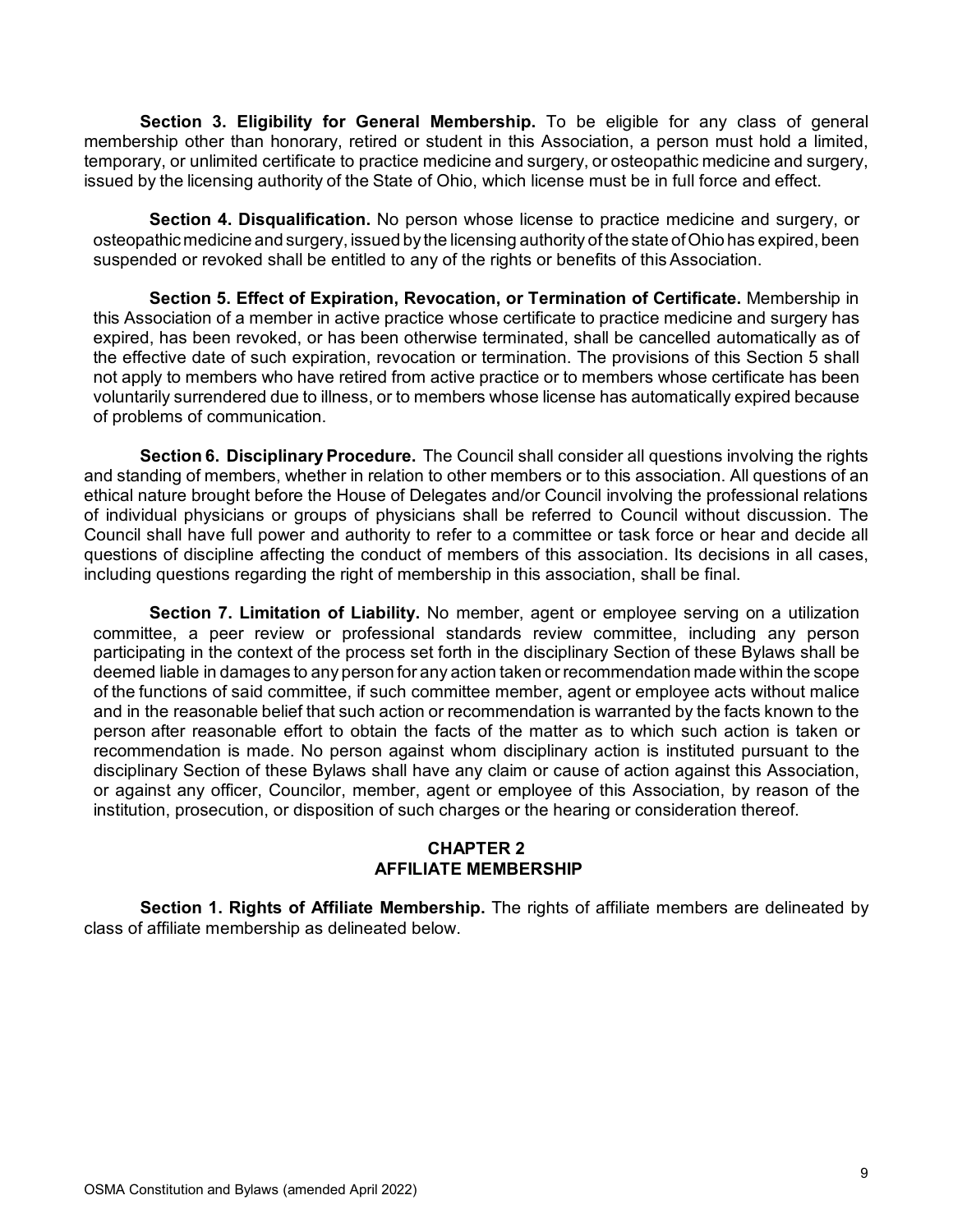**Section 3. Eligibility for General Membership.** To be eligible for any class of general membership other than honorary, retired or student in this Association, a person must hold a limited, temporary, or unlimited certificate to practice medicine and surgery, or osteopathic medicine and surgery, issued by the licensing authority of the State of Ohio, which license must be in full force and effect.

**Section 4. Disqualification.** No person whose license to practice medicine and surgery, or osteopathic medicine and surgery, issued by the licensing authority of the state of Ohio has expired, been suspended or revoked shall be entitled to any of the rights or benefits of this Association.

**Section 5. Effect of Expiration, Revocation, or Termination of Certificate.** Membership in this Association of a member in active practice whose certificate to practice medicine and surgery has expired, has been revoked, or has been otherwise terminated, shall be cancelled automatically as of the effective date of such expiration, revocation or termination. The provisions of this Section 5 shall not apply to members who have retired from active practice or to members whose certificate has been voluntarily surrendered due to illness, or to members whose license has automatically expired because of problems of communication.

**Section 6. Disciplinary Procedure.** The Council shall consider all questions involving the rights and standing of members, whether in relation to other members or to this association. All questions of an ethical nature brought before the House of Delegates and/or Council involving the professional relations of individual physicians or groups of physicians shall be referred to Council without discussion. The Council shall have full power and authority to refer to a committee or task force or hear and decide all questions of discipline affecting the conduct of members of this association. Its decisions in all cases, including questions regarding the right of membership in this association, shall be final.

**Section 7. Limitation of Liability.** No member, agent or employee serving on a utilization committee, a peer review or professional standards review committee, including any person participating in the context of the process set forth in the disciplinary Section of these Bylaws shall be deemed liable in damages to any person for any action taken or recommendation made within the scope of the functions of said committee, if such committee member, agent or employee acts without malice and in the reasonable belief that such action or recommendation is warranted by the facts known to the person after reasonable effort to obtain the facts of the matter as to which such action is taken or recommendation is made. No person against whom disciplinary action is instituted pursuant to the disciplinary Section of these Bylaws shall have any claim or cause of action against this Association, or against any officer, Councilor, member, agent or employee of this Association, by reason of the institution, prosecution, or disposition of such charges or the hearing or consideration thereof.

## CHAPTER 2
## AFFILIATE MEMBERSHIP

**Section 1. Rights of Affiliate Membership.** The rights of affiliate members are delineated by class of affiliate membership as delineated below.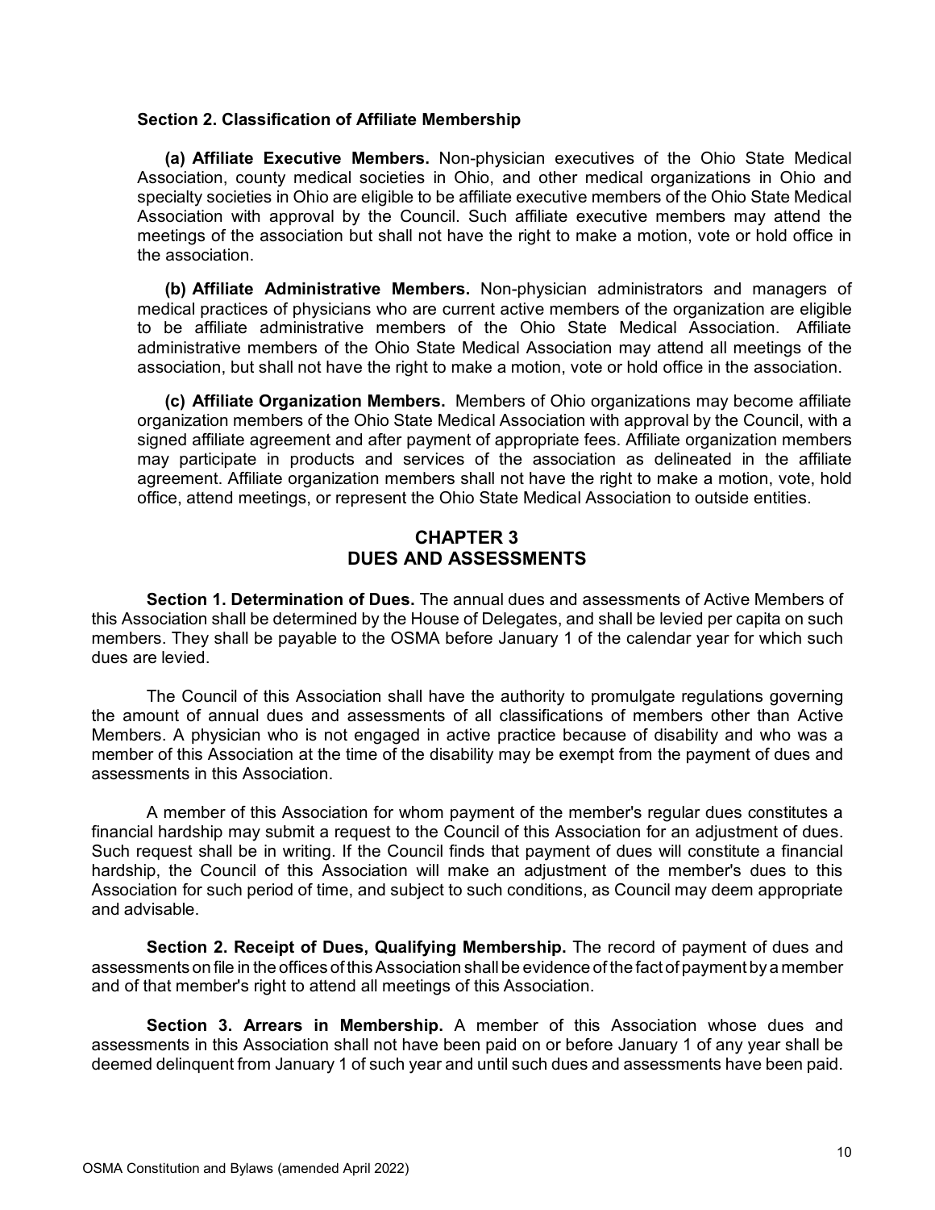### Section 2. Classification of Affiliate Membership

**(a) Affiliate Executive Members.** Non-physician executives of the Ohio State Medical Association, county medical societies in Ohio, and other medical organizations in Ohio and specialty societies in Ohio are eligible to be affiliate executive members of the Ohio State Medical Association with approval by the Council. Such affiliate executive members may attend the meetings of the association but shall not have the right to make a motion, vote or hold office in the association.

**(b) Affiliate Administrative Members.** Non-physician administrators and managers of medical practices of physicians who are current active members of the organization are eligible to be affiliate administrative members of the Ohio State Medical Association. Affiliate administrative members of the Ohio State Medical Association may attend all meetings of the association, but shall not have the right to make a motion, vote or hold office in the association.

**(c) Affiliate Organization Members.** Members of Ohio organizations may become affiliate organization members of the Ohio State Medical Association with approval by the Council, with a signed affiliate agreement and after payment of appropriate fees. Affiliate organization members may participate in products and services of the association as delineated in the affiliate agreement. Affiliate organization members shall not have the right to make a motion, vote, hold office, attend meetings, or represent the Ohio State Medical Association to outside entities.

## CHAPTER 3
## DUES AND ASSESSMENTS

**Section 1. Determination of Dues.** The annual dues and assessments of Active Members of this Association shall be determined by the House of Delegates, and shall be levied per capita on such members. They shall be payable to the OSMA before January 1 of the calendar year for which such dues are levied.

The Council of this Association shall have the authority to promulgate regulations governing the amount of annual dues and assessments of all classifications of members other than Active Members. A physician who is not engaged in active practice because of disability and who was a member of this Association at the time of the disability may be exempt from the payment of dues and assessments in this Association.

A member of this Association for whom payment of the member's regular dues constitutes a financial hardship may submit a request to the Council of this Association for an adjustment of dues. Such request shall be in writing. If the Council finds that payment of dues will constitute a financial hardship, the Council of this Association will make an adjustment of the member's dues to this Association for such period of time, and subject to such conditions, as Council may deem appropriate and advisable.

**Section 2. Receipt of Dues, Qualifying Membership.** The record of payment of dues and assessments on file in the offices of this Association shall be evidence of the fact of payment by a member and of that member's right to attend all meetings of this Association.

**Section 3. Arrears in Membership.** A member of this Association whose dues and assessments in this Association shall not have been paid on or before January 1 of any year shall be deemed delinquent from January 1 of such year and until such dues and assessments have been paid.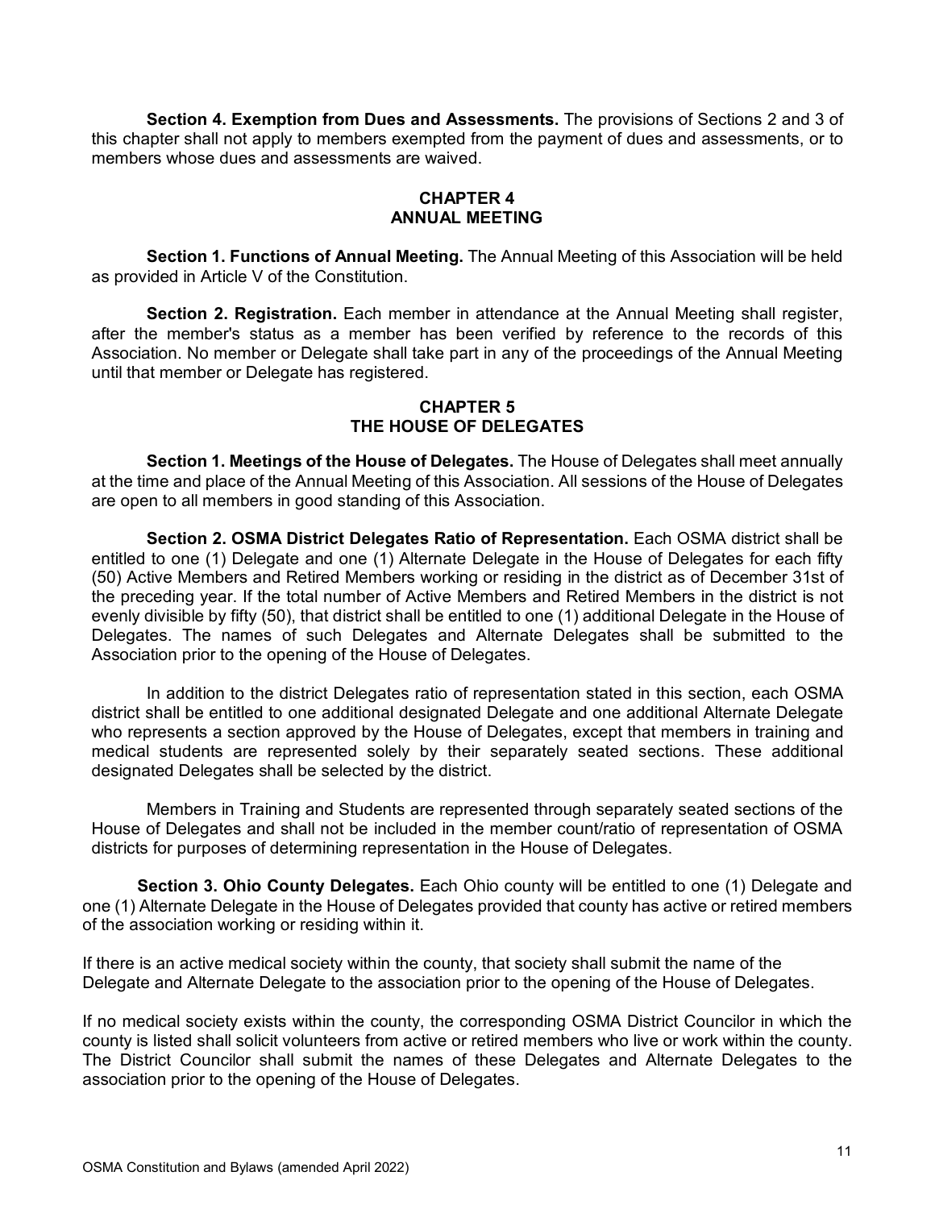**Section 4. Exemption from Dues and Assessments.** The provisions of Sections 2 and 3 of this chapter shall not apply to members exempted from the payment of dues and assessments, or to members whose dues and assessments are waived.

## CHAPTER 4
## ANNUAL MEETING

**Section 1. Functions of Annual Meeting.** The Annual Meeting of this Association will be held as provided in Article V of the Constitution.

**Section 2. Registration.** Each member in attendance at the Annual Meeting shall register, after the member's status as a member has been verified by reference to the records of this Association. No member or Delegate shall take part in any of the proceedings of the Annual Meeting until that member or Delegate has registered.

## CHAPTER 5
## THE HOUSE OF DELEGATES

**Section 1. Meetings of the House of Delegates.** The House of Delegates shall meet annually at the time and place of the Annual Meeting of this Association. All sessions of the House of Delegates are open to all members in good standing of this Association.

**Section 2. OSMA District Delegates Ratio of Representation.** Each OSMA district shall be entitled to one (1) Delegate and one (1) Alternate Delegate in the House of Delegates for each fifty (50) Active Members and Retired Members working or residing in the district as of December 31st of the preceding year. If the total number of Active Members and Retired Members in the district is not evenly divisible by fifty (50), that district shall be entitled to one (1) additional Delegate in the House of Delegates. The names of such Delegates and Alternate Delegates shall be submitted to the Association prior to the opening of the House of Delegates.

In addition to the district Delegates ratio of representation stated in this section, each OSMA district shall be entitled to one additional designated Delegate and one additional Alternate Delegate who represents a section approved by the House of Delegates, except that members in training and medical students are represented solely by their separately seated sections. These additional designated Delegates shall be selected by the district.

Members in Training and Students are represented through separately seated sections of the House of Delegates and shall not be included in the member count/ratio of representation of OSMA districts for purposes of determining representation in the House of Delegates.

**Section 3. Ohio County Delegates.** Each Ohio county will be entitled to one (1) Delegate and one (1) Alternate Delegate in the House of Delegates provided that county has active or retired members of the association working or residing within it.

If there is an active medical society within the county, that society shall submit the name of the Delegate and Alternate Delegate to the association prior to the opening of the House of Delegates.

If no medical society exists within the county, the corresponding OSMA District Councilor in which the county is listed shall solicit volunteers from active or retired members who live or work within the county. The District Councilor shall submit the names of these Delegates and Alternate Delegates to the association prior to the opening of the House of Delegates.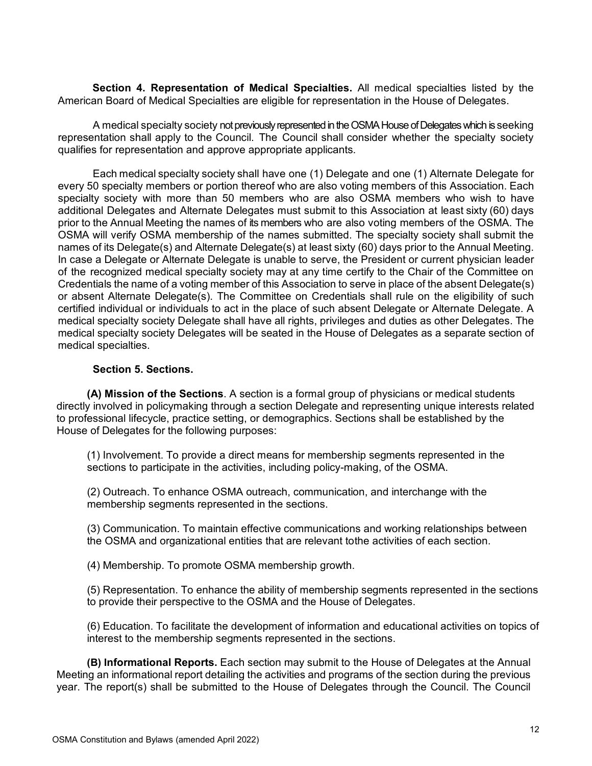**Section 4. Representation of Medical Specialties.** All medical specialties listed by the American Board of Medical Specialties are eligible for representation in the House of Delegates.

A medical specialty society not previously represented in the OSMA House of Delegates which is seeking representation shall apply to the Council. The Council shall consider whether the specialty society qualifies for representation and approve appropriate applicants.

Each medical specialty society shall have one (1) Delegate and one (1) Alternate Delegate for every 50 specialty members or portion thereof who are also voting members of this Association. Each specialty society with more than 50 members who are also OSMA members who wish to have additional Delegates and Alternate Delegates must submit to this Association at least sixty (60) days prior to the Annual Meeting the names of its members who are also voting members of the OSMA. The OSMA will verify OSMA membership of the names submitted. The specialty society shall submit the names of its Delegate(s) and Alternate Delegate(s) at least sixty (60) days prior to the Annual Meeting. In case a Delegate or Alternate Delegate is unable to serve, the President or current physician leader of the recognized medical specialty society may at any time certify to the Chair of the Committee on Credentials the name of a voting member of this Association to serve in place of the absent Delegate(s) or absent Alternate Delegate(s). The Committee on Credentials shall rule on the eligibility of such certified individual or individuals to act in the place of such absent Delegate or Alternate Delegate. A medical specialty society Delegate shall have all rights, privileges and duties as other Delegates. The medical specialty society Delegates will be seated in the House of Delegates as a separate section of medical specialties.

**Section 5. Sections.**

**(A) Mission of the Sections**. A section is a formal group of physicians or medical students directly involved in policymaking through a section Delegate and representing unique interests related to professional lifecycle, practice setting, or demographics. Sections shall be established by the House of Delegates for the following purposes:

(1) Involvement. To provide a direct means for membership segments represented in the sections to participate in the activities, including policy-making, of the OSMA.

(2) Outreach. To enhance OSMA outreach, communication, and interchange with the membership segments represented in the sections.

(3) Communication. To maintain effective communications and working relationships between the OSMA and organizational entities that are relevant tothe activities of each section.

(4) Membership. To promote OSMA membership growth.

(5) Representation. To enhance the ability of membership segments represented in the sections to provide their perspective to the OSMA and the House of Delegates.

(6) Education. To facilitate the development of information and educational activities on topics of interest to the membership segments represented in the sections.

**(B) Informational Reports.** Each section may submit to the House of Delegates at the Annual Meeting an informational report detailing the activities and programs of the section during the previous year. The report(s) shall be submitted to the House of Delegates through the Council. The Council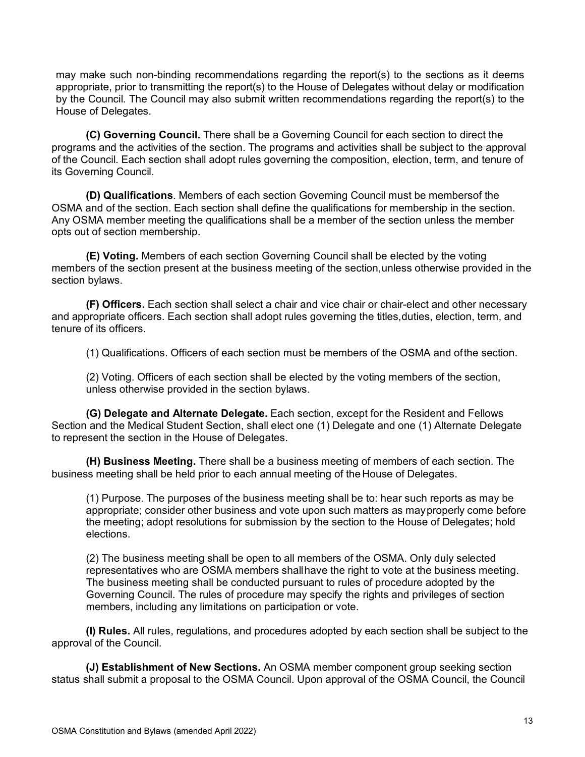may make such non-binding recommendations regarding the report(s) to the sections as it deems appropriate, prior to transmitting the report(s) to the House of Delegates without delay or modification by the Council. The Council may also submit written recommendations regarding the report(s) to the House of Delegates.

**(C) Governing Council.** There shall be a Governing Council for each section to direct the programs and the activities of the section. The programs and activities shall be subject to the approval of the Council. Each section shall adopt rules governing the composition, election, term, and tenure of its Governing Council.

**(D) Qualifications**. Members of each section Governing Council must be membersof the OSMA and of the section. Each section shall define the qualifications for membership in the section. Any OSMA member meeting the qualifications shall be a member of the section unless the member opts out of section membership.

**(E) Voting.** Members of each section Governing Council shall be elected by the voting members of the section present at the business meeting of the section,unless otherwise provided in the section bylaws.

**(F) Officers.** Each section shall select a chair and vice chair or chair-elect and other necessary and appropriate officers. Each section shall adopt rules governing the titles,duties, election, term, and tenure of its officers.

(1) Qualifications. Officers of each section must be members of the OSMA and ofthe section.

(2) Voting. Officers of each section shall be elected by the voting members of the section, unless otherwise provided in the section bylaws.

**(G) Delegate and Alternate Delegate.** Each section, except for the Resident and Fellows Section and the Medical Student Section, shall elect one (1) Delegate and one (1) Alternate Delegate to represent the section in the House of Delegates.

**(H) Business Meeting.** There shall be a business meeting of members of each section. The business meeting shall be held prior to each annual meeting of the House of Delegates.

(1) Purpose. The purposes of the business meeting shall be to: hear such reports as may be appropriate; consider other business and vote upon such matters as mayproperly come before the meeting; adopt resolutions for submission by the section to the House of Delegates; hold elections.

(2) The business meeting shall be open to all members of the OSMA. Only duly selected representatives who are OSMA members shallhave the right to vote at the business meeting. The business meeting shall be conducted pursuant to rules of procedure adopted by the Governing Council. The rules of procedure may specify the rights and privileges of section members, including any limitations on participation or vote.

**(I) Rules.** All rules, regulations, and procedures adopted by each section shall be subject to the approval of the Council.

**(J) Establishment of New Sections.** An OSMA member component group seeking section status shall submit a proposal to the OSMA Council. Upon approval of the OSMA Council, the Council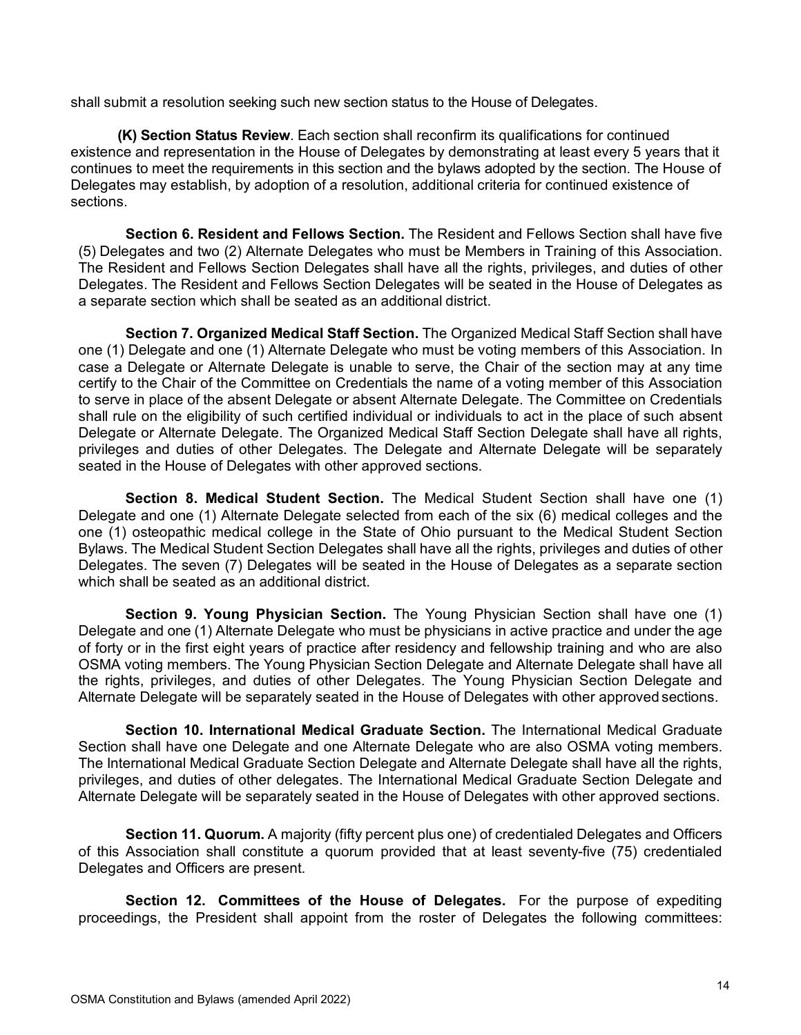shall submit a resolution seeking such new section status to the House of Delegates.

**(K) Section Status Review**. Each section shall reconfirm its qualifications for continued existence and representation in the House of Delegates by demonstrating at least every 5 years that it continues to meet the requirements in this section and the bylaws adopted by the section. The House of Delegates may establish, by adoption of a resolution, additional criteria for continued existence of sections.

**Section 6. Resident and Fellows Section.** The Resident and Fellows Section shall have five (5) Delegates and two (2) Alternate Delegates who must be Members in Training of this Association. The Resident and Fellows Section Delegates shall have all the rights, privileges, and duties of other Delegates. The Resident and Fellows Section Delegates will be seated in the House of Delegates as a separate section which shall be seated as an additional district.

**Section 7. Organized Medical Staff Section.** The Organized Medical Staff Section shall have one (1) Delegate and one (1) Alternate Delegate who must be voting members of this Association. In case a Delegate or Alternate Delegate is unable to serve, the Chair of the section may at any time certify to the Chair of the Committee on Credentials the name of a voting member of this Association to serve in place of the absent Delegate or absent Alternate Delegate. The Committee on Credentials shall rule on the eligibility of such certified individual or individuals to act in the place of such absent Delegate or Alternate Delegate. The Organized Medical Staff Section Delegate shall have all rights, privileges and duties of other Delegates. The Delegate and Alternate Delegate will be separately seated in the House of Delegates with other approved sections.

**Section 8. Medical Student Section.** The Medical Student Section shall have one (1) Delegate and one (1) Alternate Delegate selected from each of the six (6) medical colleges and the one (1) osteopathic medical college in the State of Ohio pursuant to the Medical Student Section Bylaws. The Medical Student Section Delegates shall have all the rights, privileges and duties of other Delegates. The seven (7) Delegates will be seated in the House of Delegates as a separate section which shall be seated as an additional district.

**Section 9. Young Physician Section.** The Young Physician Section shall have one (1) Delegate and one (1) Alternate Delegate who must be physicians in active practice and under the age of forty or in the first eight years of practice after residency and fellowship training and who are also OSMA voting members. The Young Physician Section Delegate and Alternate Delegate shall have all the rights, privileges, and duties of other Delegates. The Young Physician Section Delegate and Alternate Delegate will be separately seated in the House of Delegates with other approved sections.

**Section 10. International Medical Graduate Section.** The International Medical Graduate Section shall have one Delegate and one Alternate Delegate who are also OSMA voting members. The International Medical Graduate Section Delegate and Alternate Delegate shall have all the rights, privileges, and duties of other delegates. The International Medical Graduate Section Delegate and Alternate Delegate will be separately seated in the House of Delegates with other approved sections.

**Section 11. Quorum.** A majority (fifty percent plus one) of credentialed Delegates and Officers of this Association shall constitute a quorum provided that at least seventy-five (75) credentialed Delegates and Officers are present.

**Section 12. Committees of the House of Delegates.** For the purpose of expediting proceedings, the President shall appoint from the roster of Delegates the following committees: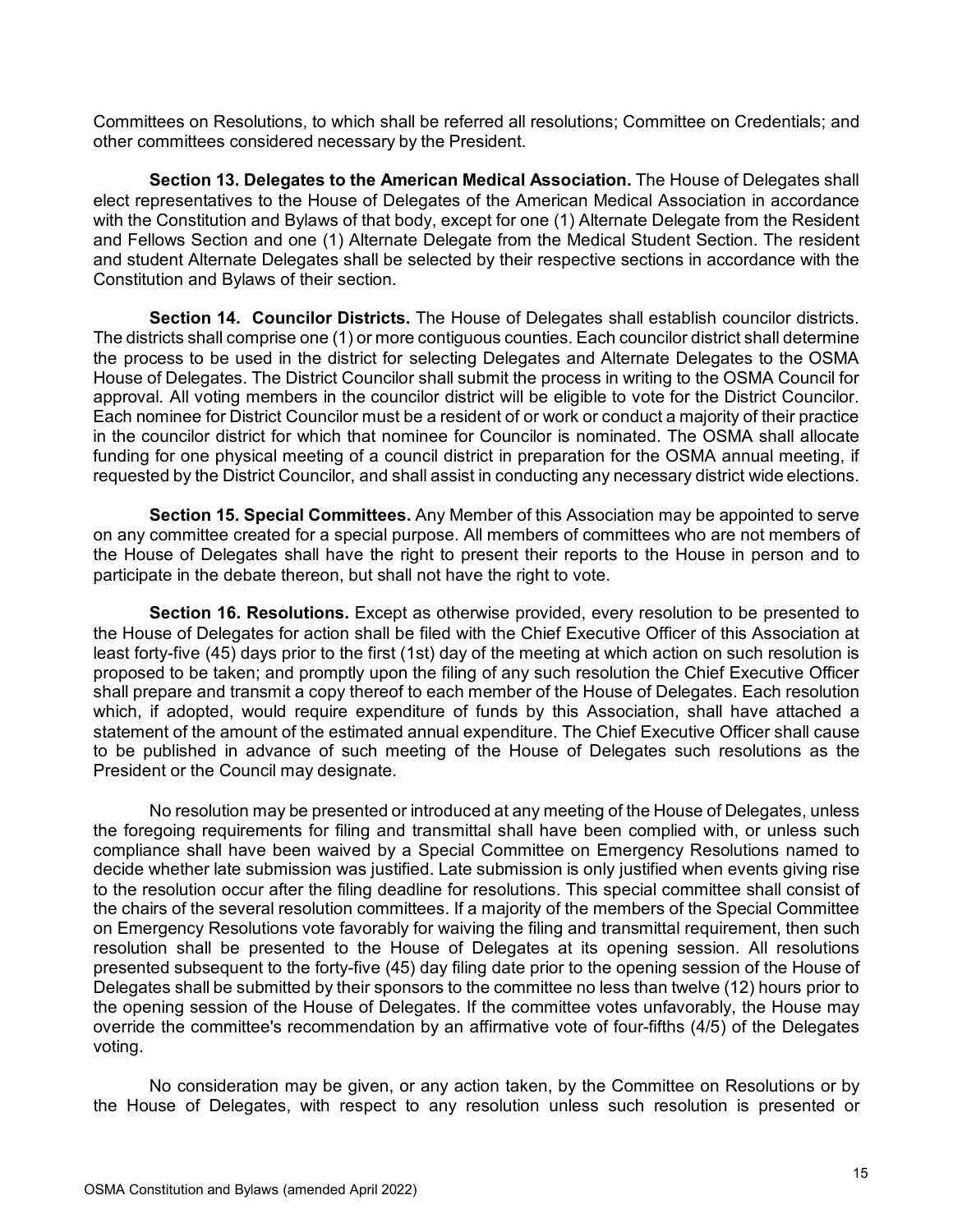Committees on Resolutions, to which shall be referred all resolutions; Committee on Credentials; and other committees considered necessary by the President.

**Section 13. Delegates to the American Medical Association.** The House of Delegates shall elect representatives to the House of Delegates of the American Medical Association in accordance with the Constitution and Bylaws of that body, except for one (1) Alternate Delegate from the Resident and Fellows Section and one (1) Alternate Delegate from the Medical Student Section. The resident and student Alternate Delegates shall be selected by their respective sections in accordance with the Constitution and Bylaws of their section.

**Section 14. Councilor Districts.** The House of Delegates shall establish councilor districts. The districts shall comprise one (1) or more contiguous counties. Each councilor district shall determine the process to be used in the district for selecting Delegates and Alternate Delegates to the OSMA House of Delegates. The District Councilor shall submit the process in writing to the OSMA Council for approval. All voting members in the councilor district will be eligible to vote for the District Councilor. Each nominee for District Councilor must be a resident of or work or conduct a majority of their practice in the councilor district for which that nominee for Councilor is nominated. The OSMA shall allocate funding for one physical meeting of a council district in preparation for the OSMA annual meeting, if requested by the District Councilor, and shall assist in conducting any necessary district wide elections.

**Section 15. Special Committees.** Any Member of this Association may be appointed to serve on any committee created for a special purpose. All members of committees who are not members of the House of Delegates shall have the right to present their reports to the House in person and to participate in the debate thereon, but shall not have the right to vote.

**Section 16. Resolutions.** Except as otherwise provided, every resolution to be presented to the House of Delegates for action shall be filed with the Chief Executive Officer of this Association at least forty-five (45) days prior to the first (1st) day of the meeting at which action on such resolution is proposed to be taken; and promptly upon the filing of any such resolution the Chief Executive Officer shall prepare and transmit a copy thereof to each member of the House of Delegates. Each resolution which, if adopted, would require expenditure of funds by this Association, shall have attached a statement of the amount of the estimated annual expenditure. The Chief Executive Officer shall cause to be published in advance of such meeting of the House of Delegates such resolutions as the President or the Council may designate.

No resolution may be presented or introduced at any meeting of the House of Delegates, unless the foregoing requirements for filing and transmittal shall have been complied with, or unless such compliance shall have been waived by a Special Committee on Emergency Resolutions named to decide whether late submission was justified. Late submission is only justified when events giving rise to the resolution occur after the filing deadline for resolutions. This special committee shall consist of the chairs of the several resolution committees. If a majority of the members of the Special Committee on Emergency Resolutions vote favorably for waiving the filing and transmittal requirement, then such resolution shall be presented to the House of Delegates at its opening session. All resolutions presented subsequent to the forty-five (45) day filing date prior to the opening session of the House of Delegates shall be submitted by their sponsors to the committee no less than twelve (12) hours prior to the opening session of the House of Delegates. If the committee votes unfavorably, the House may override the committee's recommendation by an affirmative vote of four-fifths (4/5) of the Delegates voting.

No consideration may be given, or any action taken, by the Committee on Resolutions or by the House of Delegates, with respect to any resolution unless such resolution is presented or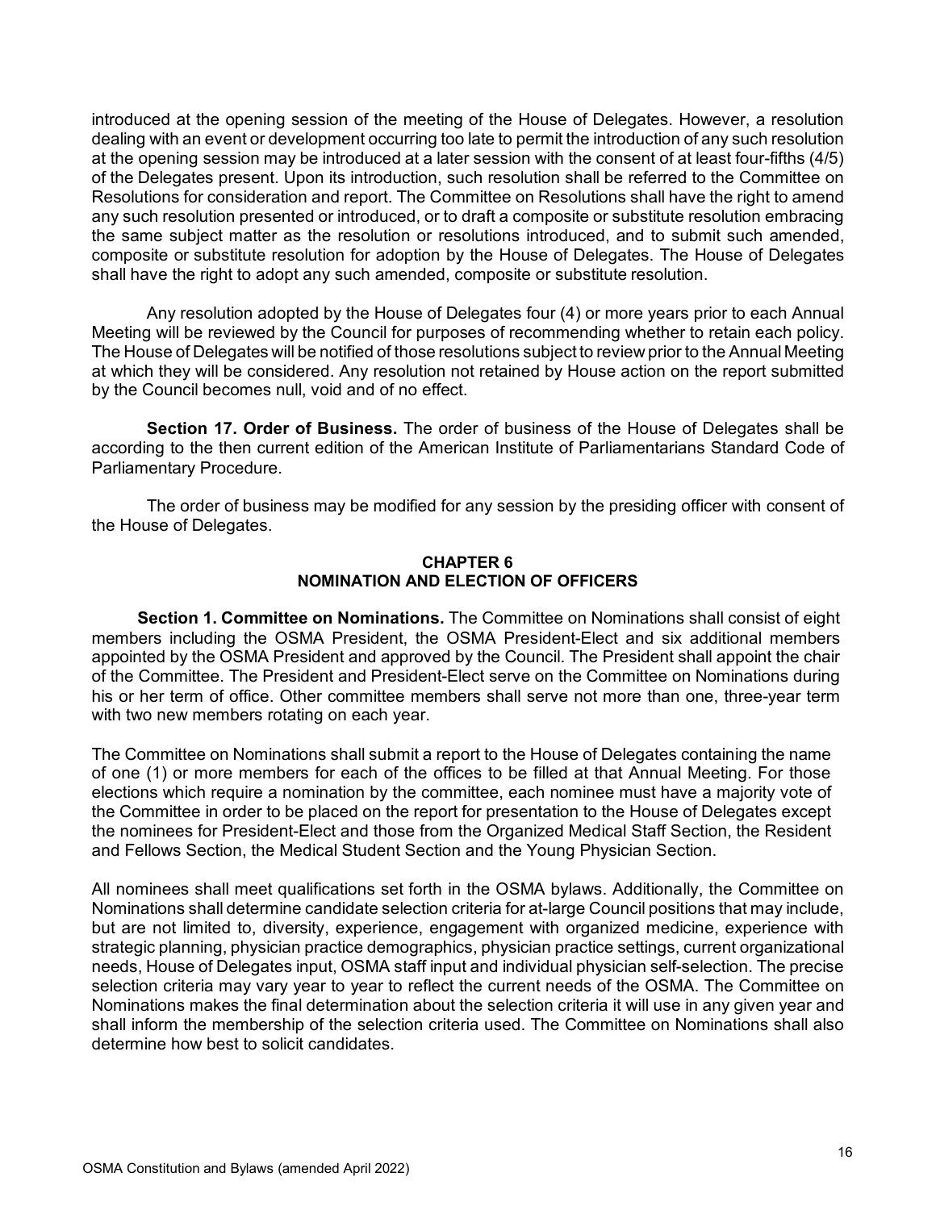introduced at the opening session of the meeting of the House of Delegates. However, a resolution dealing with an event or development occurring too late to permit the introduction of any such resolution at the opening session may be introduced at a later session with the consent of at least four-fifths (4/5) of the Delegates present. Upon its introduction, such resolution shall be referred to the Committee on Resolutions for consideration and report. The Committee on Resolutions shall have the right to amend any such resolution presented or introduced, or to draft a composite or substitute resolution embracing the same subject matter as the resolution or resolutions introduced, and to submit such amended, composite or substitute resolution for adoption by the House of Delegates. The House of Delegates shall have the right to adopt any such amended, composite or substitute resolution.

Any resolution adopted by the House of Delegates four (4) or more years prior to each Annual Meeting will be reviewed by the Council for purposes of recommending whether to retain each policy. The House of Delegates will be notified of those resolutions subject to review prior to the Annual Meeting at which they will be considered. Any resolution not retained by House action on the report submitted by the Council becomes null, void and of no effect.

**Section 17. Order of Business.** The order of business of the House of Delegates shall be according to the then current edition of the American Institute of Parliamentarians Standard Code of Parliamentary Procedure.

The order of business may be modified for any session by the presiding officer with consent of the House of Delegates.

## CHAPTER 6
## NOMINATION AND ELECTION OF OFFICERS

**Section 1. Committee on Nominations.** The Committee on Nominations shall consist of eight members including the OSMA President, the OSMA President-Elect and six additional members appointed by the OSMA President and approved by the Council. The President shall appoint the chair of the Committee. The President and President-Elect serve on the Committee on Nominations during his or her term of office. Other committee members shall serve not more than one, three-year term with two new members rotating on each year.

The Committee on Nominations shall submit a report to the House of Delegates containing the name of one (1) or more members for each of the offices to be filled at that Annual Meeting. For those elections which require a nomination by the committee, each nominee must have a majority vote of the Committee in order to be placed on the report for presentation to the House of Delegates except the nominees for President-Elect and those from the Organized Medical Staff Section, the Resident and Fellows Section, the Medical Student Section and the Young Physician Section.

All nominees shall meet qualifications set forth in the OSMA bylaws. Additionally, the Committee on Nominations shall determine candidate selection criteria for at-large Council positions that may include, but are not limited to, diversity, experience, engagement with organized medicine, experience with strategic planning, physician practice demographics, physician practice settings, current organizational needs, House of Delegates input, OSMA staff input and individual physician self-selection. The precise selection criteria may vary year to year to reflect the current needs of the OSMA. The Committee on Nominations makes the final determination about the selection criteria it will use in any given year and shall inform the membership of the selection criteria used. The Committee on Nominations shall also determine how best to solicit candidates.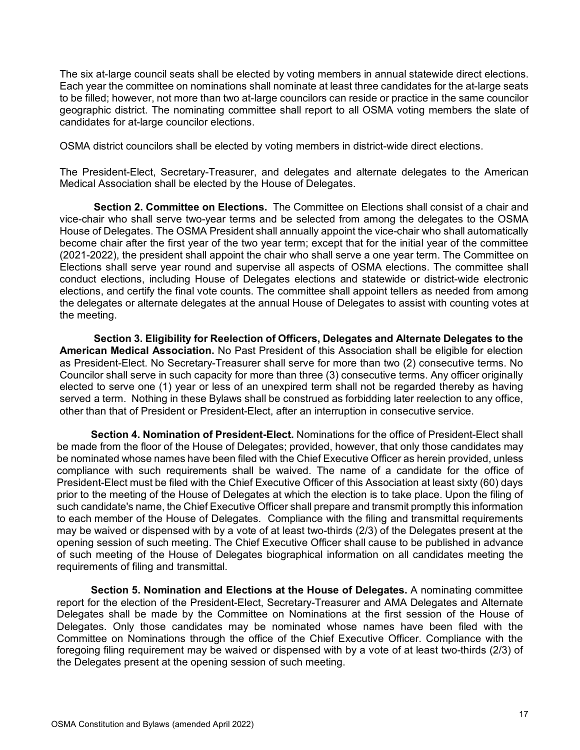The six at-large council seats shall be elected by voting members in annual statewide direct elections. Each year the committee on nominations shall nominate at least three candidates for the at-large seats to be filled; however, not more than two at-large councilors can reside or practice in the same councilor geographic district. The nominating committee shall report to all OSMA voting members the slate of candidates for at-large councilor elections.

OSMA district councilors shall be elected by voting members in district-wide direct elections.

The President-Elect, Secretary-Treasurer, and delegates and alternate delegates to the American Medical Association shall be elected by the House of Delegates.

**Section 2. Committee on Elections.** The Committee on Elections shall consist of a chair and vice-chair who shall serve two-year terms and be selected from among the delegates to the OSMA House of Delegates. The OSMA President shall annually appoint the vice-chair who shall automatically become chair after the first year of the two year term; except that for the initial year of the committee (2021-2022), the president shall appoint the chair who shall serve a one year term. The Committee on Elections shall serve year round and supervise all aspects of OSMA elections. The committee shall conduct elections, including House of Delegates elections and statewide or district-wide electronic elections, and certify the final vote counts. The committee shall appoint tellers as needed from among the delegates or alternate delegates at the annual House of Delegates to assist with counting votes at the meeting.

**Section 3. Eligibility for Reelection of Officers, Delegates and Alternate Delegates to the American Medical Association.** No Past President of this Association shall be eligible for election as President-Elect. No Secretary-Treasurer shall serve for more than two (2) consecutive terms. No Councilor shall serve in such capacity for more than three (3) consecutive terms. Any officer originally elected to serve one (1) year or less of an unexpired term shall not be regarded thereby as having served a term. Nothing in these Bylaws shall be construed as forbidding later reelection to any office, other than that of President or President-Elect, after an interruption in consecutive service.

**Section 4. Nomination of President-Elect.** Nominations for the office of President-Elect shall be made from the floor of the House of Delegates; provided, however, that only those candidates may be nominated whose names have been filed with the Chief Executive Officer as herein provided, unless compliance with such requirements shall be waived. The name of a candidate for the office of President-Elect must be filed with the Chief Executive Officer of this Association at least sixty (60) days prior to the meeting of the House of Delegates at which the election is to take place. Upon the filing of such candidate's name, the Chief Executive Officer shall prepare and transmit promptly this information to each member of the House of Delegates. Compliance with the filing and transmittal requirements may be waived or dispensed with by a vote of at least two-thirds (2/3) of the Delegates present at the opening session of such meeting. The Chief Executive Officer shall cause to be published in advance of such meeting of the House of Delegates biographical information on all candidates meeting the requirements of filing and transmittal.

**Section 5. Nomination and Elections at the House of Delegates.** A nominating committee report for the election of the President-Elect, Secretary-Treasurer and AMA Delegates and Alternate Delegates shall be made by the Committee on Nominations at the first session of the House of Delegates. Only those candidates may be nominated whose names have been filed with the Committee on Nominations through the office of the Chief Executive Officer. Compliance with the foregoing filing requirement may be waived or dispensed with by a vote of at least two-thirds (2/3) of the Delegates present at the opening session of such meeting.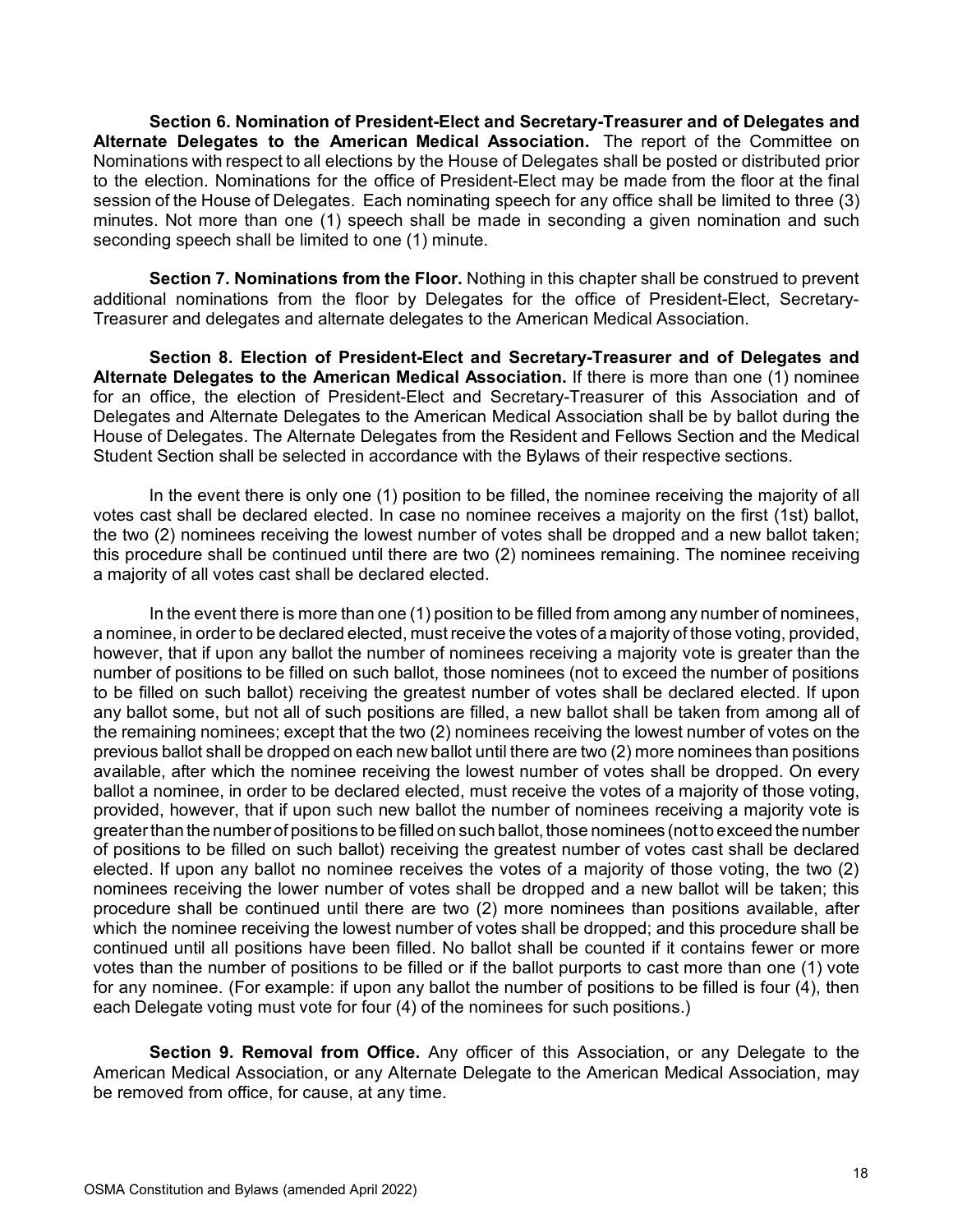**Section 6. Nomination of President-Elect and Secretary-Treasurer and of Delegates and Alternate Delegates to the American Medical Association.** The report of the Committee on Nominations with respect to all elections by the House of Delegates shall be posted or distributed prior to the election. Nominations for the office of President-Elect may be made from the floor at the final session of the House of Delegates. Each nominating speech for any office shall be limited to three (3) minutes. Not more than one (1) speech shall be made in seconding a given nomination and such seconding speech shall be limited to one (1) minute.

**Section 7. Nominations from the Floor.** Nothing in this chapter shall be construed to prevent additional nominations from the floor by Delegates for the office of President-Elect, Secretary-Treasurer and delegates and alternate delegates to the American Medical Association.

**Section 8. Election of President-Elect and Secretary-Treasurer and of Delegates and Alternate Delegates to the American Medical Association.** If there is more than one (1) nominee for an office, the election of President-Elect and Secretary-Treasurer of this Association and of Delegates and Alternate Delegates to the American Medical Association shall be by ballot during the House of Delegates. The Alternate Delegates from the Resident and Fellows Section and the Medical Student Section shall be selected in accordance with the Bylaws of their respective sections.

In the event there is only one (1) position to be filled, the nominee receiving the majority of all votes cast shall be declared elected. In case no nominee receives a majority on the first (1st) ballot, the two (2) nominees receiving the lowest number of votes shall be dropped and a new ballot taken; this procedure shall be continued until there are two (2) nominees remaining. The nominee receiving a majority of all votes cast shall be declared elected.

In the event there is more than one (1) position to be filled from among any number of nominees, a nominee, in order to be declared elected, must receive the votes of a majority of those voting, provided, however, that if upon any ballot the number of nominees receiving a majority vote is greater than the number of positions to be filled on such ballot, those nominees (not to exceed the number of positions to be filled on such ballot) receiving the greatest number of votes shall be declared elected. If upon any ballot some, but not all of such positions are filled, a new ballot shall be taken from among all of the remaining nominees; except that the two (2) nominees receiving the lowest number of votes on the previous ballot shall be dropped on each new ballot until there are two (2) more nominees than positions available, after which the nominee receiving the lowest number of votes shall be dropped. On every ballot a nominee, in order to be declared elected, must receive the votes of a majority of those voting, provided, however, that if upon such new ballot the number of nominees receiving a majority vote is greater than the number of positions to be filled on such ballot, those nominees (not to exceed the number of positions to be filled on such ballot) receiving the greatest number of votes cast shall be declared elected. If upon any ballot no nominee receives the votes of a majority of those voting, the two (2) nominees receiving the lower number of votes shall be dropped and a new ballot will be taken; this procedure shall be continued until there are two (2) more nominees than positions available, after which the nominee receiving the lowest number of votes shall be dropped; and this procedure shall be continued until all positions have been filled. No ballot shall be counted if it contains fewer or more votes than the number of positions to be filled or if the ballot purports to cast more than one (1) vote for any nominee. (For example: if upon any ballot the number of positions to be filled is four (4), then each Delegate voting must vote for four (4) of the nominees for such positions.)

**Section 9. Removal from Office.** Any officer of this Association, or any Delegate to the American Medical Association, or any Alternate Delegate to the American Medical Association, may be removed from office, for cause, at any time.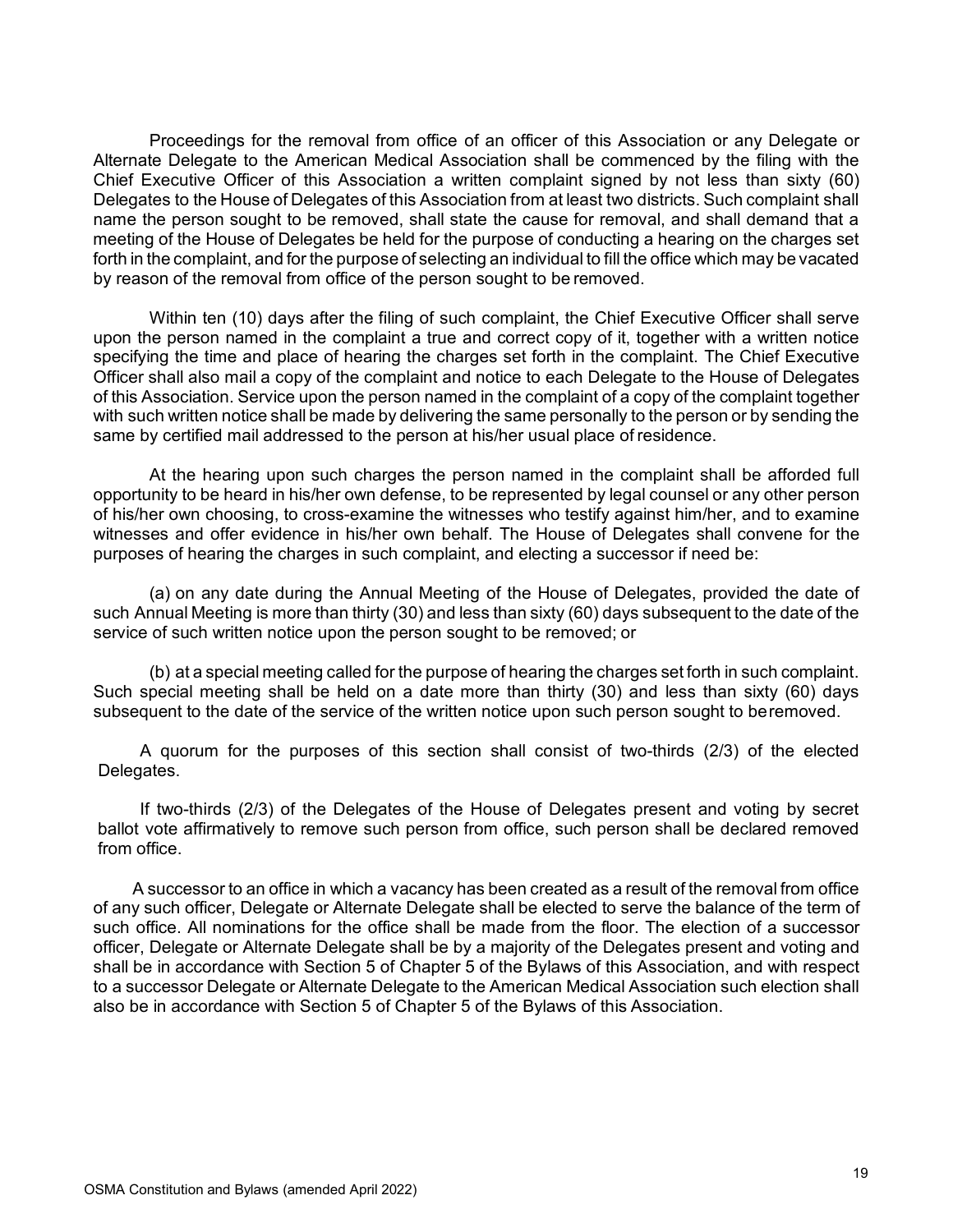Proceedings for the removal from office of an officer of this Association or any Delegate or Alternate Delegate to the American Medical Association shall be commenced by the filing with the Chief Executive Officer of this Association a written complaint signed by not less than sixty (60) Delegates to the House of Delegates of this Association from at least two districts. Such complaint shall name the person sought to be removed, shall state the cause for removal, and shall demand that a meeting of the House of Delegates be held for the purpose of conducting a hearing on the charges set forth in the complaint, and for the purpose of selecting an individual to fill the office which may be vacated by reason of the removal from office of the person sought to be removed.

Within ten (10) days after the filing of such complaint, the Chief Executive Officer shall serve upon the person named in the complaint a true and correct copy of it, together with a written notice specifying the time and place of hearing the charges set forth in the complaint. The Chief Executive Officer shall also mail a copy of the complaint and notice to each Delegate to the House of Delegates of this Association. Service upon the person named in the complaint of a copy of the complaint together with such written notice shall be made by delivering the same personally to the person or by sending the same by certified mail addressed to the person at his/her usual place of residence.

At the hearing upon such charges the person named in the complaint shall be afforded full opportunity to be heard in his/her own defense, to be represented by legal counsel or any other person of his/her own choosing, to cross-examine the witnesses who testify against him/her, and to examine witnesses and offer evidence in his/her own behalf. The House of Delegates shall convene for the purposes of hearing the charges in such complaint, and electing a successor if need be:

(a) on any date during the Annual Meeting of the House of Delegates, provided the date of such Annual Meeting is more than thirty (30) and less than sixty (60) days subsequent to the date of the service of such written notice upon the person sought to be removed; or

(b) at a special meeting called for the purpose of hearing the charges set forth in such complaint. Such special meeting shall be held on a date more than thirty (30) and less than sixty (60) days subsequent to the date of the service of the written notice upon such person sought to be removed.

A quorum for the purposes of this section shall consist of two-thirds (2/3) of the elected Delegates.

If two-thirds (2/3) of the Delegates of the House of Delegates present and voting by secret ballot vote affirmatively to remove such person from office, such person shall be declared removed from office.

A successor to an office in which a vacancy has been created as a result of the removal from office of any such officer, Delegate or Alternate Delegate shall be elected to serve the balance of the term of such office. All nominations for the office shall be made from the floor. The election of a successor officer, Delegate or Alternate Delegate shall be by a majority of the Delegates present and voting and shall be in accordance with Section 5 of Chapter 5 of the Bylaws of this Association, and with respect to a successor Delegate or Alternate Delegate to the American Medical Association such election shall also be in accordance with Section 5 of Chapter 5 of the Bylaws of this Association.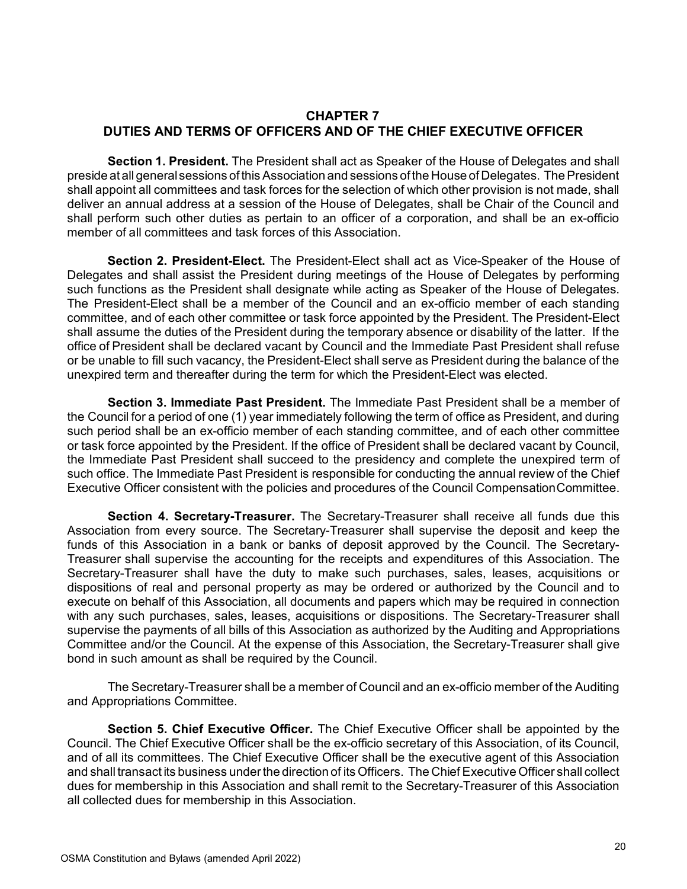## CHAPTER 7
## DUTIES AND TERMS OF OFFICERS AND OF THE CHIEF EXECUTIVE OFFICER

**Section 1. President.** The President shall act as Speaker of the House of Delegates and shall preside at all general sessions of this Association and sessions of the House of Delegates. The President shall appoint all committees and task forces for the selection of which other provision is not made, shall deliver an annual address at a session of the House of Delegates, shall be Chair of the Council and shall perform such other duties as pertain to an officer of a corporation, and shall be an ex-officio member of all committees and task forces of this Association.

**Section 2. President-Elect.** The President-Elect shall act as Vice-Speaker of the House of Delegates and shall assist the President during meetings of the House of Delegates by performing such functions as the President shall designate while acting as Speaker of the House of Delegates. The President-Elect shall be a member of the Council and an ex-officio member of each standing committee, and of each other committee or task force appointed by the President. The President-Elect shall assume the duties of the President during the temporary absence or disability of the latter. If the office of President shall be declared vacant by Council and the Immediate Past President shall refuse or be unable to fill such vacancy, the President-Elect shall serve as President during the balance of the unexpired term and thereafter during the term for which the President-Elect was elected.

**Section 3. Immediate Past President.** The Immediate Past President shall be a member of the Council for a period of one (1) year immediately following the term of office as President, and during such period shall be an ex-officio member of each standing committee, and of each other committee or task force appointed by the President. If the office of President shall be declared vacant by Council, the Immediate Past President shall succeed to the presidency and complete the unexpired term of such office. The Immediate Past President is responsible for conducting the annual review of the Chief Executive Officer consistent with the policies and procedures of the Council Compensation Committee.

**Section 4. Secretary-Treasurer.** The Secretary-Treasurer shall receive all funds due this Association from every source. The Secretary-Treasurer shall supervise the deposit and keep the funds of this Association in a bank or banks of deposit approved by the Council. The Secretary-Treasurer shall supervise the accounting for the receipts and expenditures of this Association. The Secretary-Treasurer shall have the duty to make such purchases, sales, leases, acquisitions or dispositions of real and personal property as may be ordered or authorized by the Council and to execute on behalf of this Association, all documents and papers which may be required in connection with any such purchases, sales, leases, acquisitions or dispositions. The Secretary-Treasurer shall supervise the payments of all bills of this Association as authorized by the Auditing and Appropriations Committee and/or the Council. At the expense of this Association, the Secretary-Treasurer shall give bond in such amount as shall be required by the Council.

The Secretary-Treasurer shall be a member of Council and an ex-officio member of the Auditing and Appropriations Committee.

**Section 5. Chief Executive Officer.** The Chief Executive Officer shall be appointed by the Council. The Chief Executive Officer shall be the ex-officio secretary of this Association, of its Council, and of all its committees. The Chief Executive Officer shall be the executive agent of this Association and shall transact its business under the direction of its Officers. The Chief Executive Officer shall collect dues for membership in this Association and shall remit to the Secretary-Treasurer of this Association all collected dues for membership in this Association.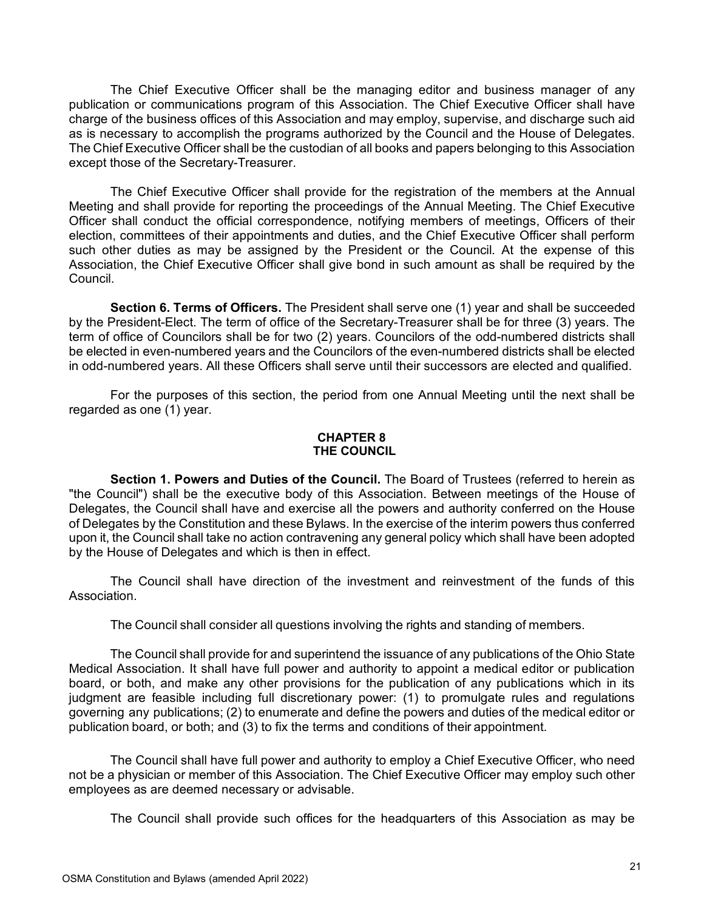The Chief Executive Officer shall be the managing editor and business manager of any publication or communications program of this Association. The Chief Executive Officer shall have charge of the business offices of this Association and may employ, supervise, and discharge such aid as is necessary to accomplish the programs authorized by the Council and the House of Delegates. The Chief Executive Officer shall be the custodian of all books and papers belonging to this Association except those of the Secretary-Treasurer.

The Chief Executive Officer shall provide for the registration of the members at the Annual Meeting and shall provide for reporting the proceedings of the Annual Meeting. The Chief Executive Officer shall conduct the official correspondence, notifying members of meetings, Officers of their election, committees of their appointments and duties, and the Chief Executive Officer shall perform such other duties as may be assigned by the President or the Council. At the expense of this Association, the Chief Executive Officer shall give bond in such amount as shall be required by the Council.

**Section 6. Terms of Officers.** The President shall serve one (1) year and shall be succeeded by the President-Elect. The term of office of the Secretary-Treasurer shall be for three (3) years. The term of office of Councilors shall be for two (2) years. Councilors of the odd-numbered districts shall be elected in even-numbered years and the Councilors of the even-numbered districts shall be elected in odd-numbered years. All these Officers shall serve until their successors are elected and qualified.

For the purposes of this section, the period from one Annual Meeting until the next shall be regarded as one (1) year.

## CHAPTER 8
## THE COUNCIL

**Section 1. Powers and Duties of the Council.** The Board of Trustees (referred to herein as "the Council") shall be the executive body of this Association. Between meetings of the House of Delegates, the Council shall have and exercise all the powers and authority conferred on the House of Delegates by the Constitution and these Bylaws. In the exercise of the interim powers thus conferred upon it, the Council shall take no action contravening any general policy which shall have been adopted by the House of Delegates and which is then in effect.

The Council shall have direction of the investment and reinvestment of the funds of this Association.

The Council shall consider all questions involving the rights and standing of members.

The Council shall provide for and superintend the issuance of any publications of the Ohio State Medical Association. It shall have full power and authority to appoint a medical editor or publication board, or both, and make any other provisions for the publication of any publications which in its judgment are feasible including full discretionary power: (1) to promulgate rules and regulations governing any publications; (2) to enumerate and define the powers and duties of the medical editor or publication board, or both; and (3) to fix the terms and conditions of their appointment.

The Council shall have full power and authority to employ a Chief Executive Officer, who need not be a physician or member of this Association. The Chief Executive Officer may employ such other employees as are deemed necessary or advisable.

The Council shall provide such offices for the headquarters of this Association as may be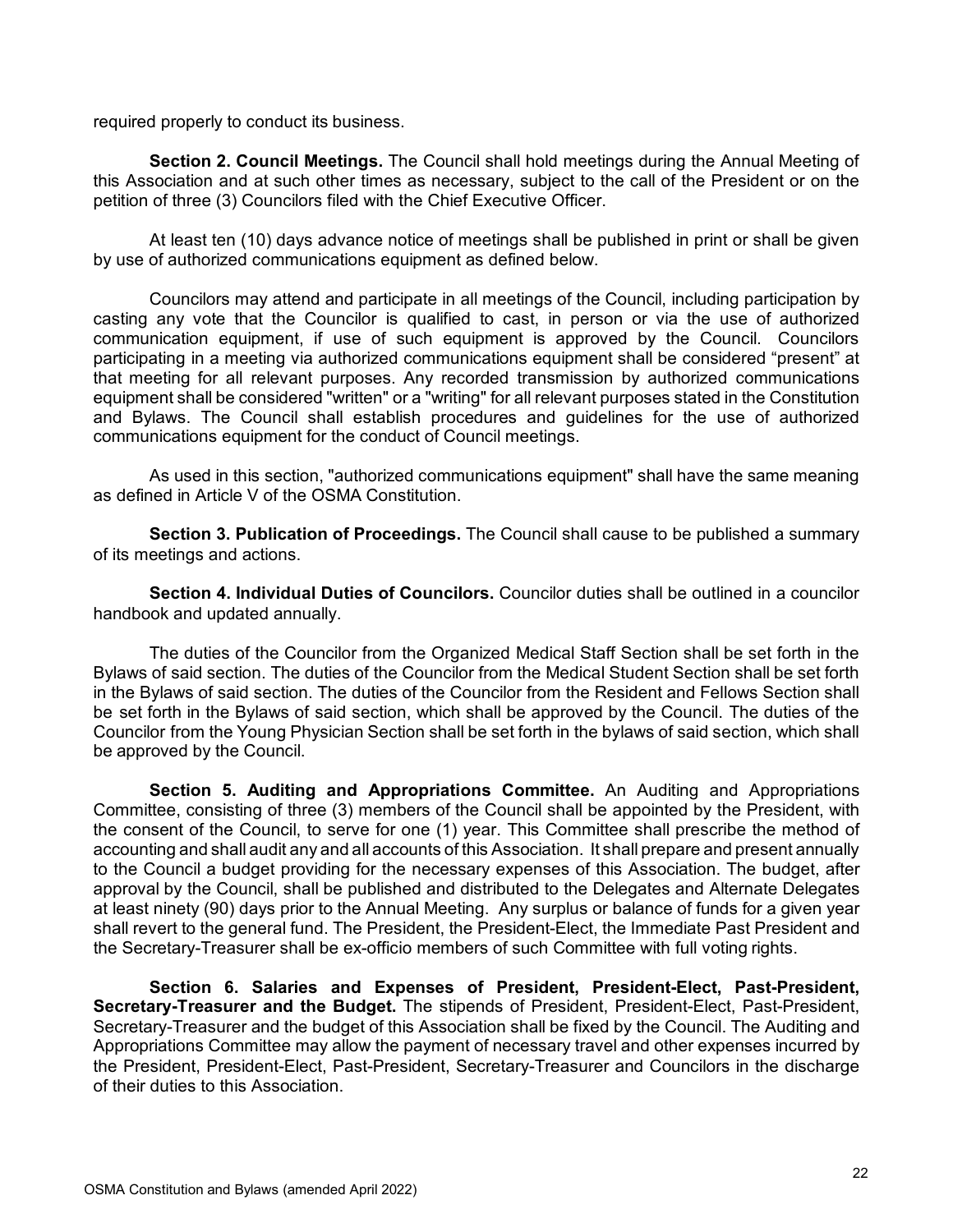required properly to conduct its business.

**Section 2. Council Meetings.** The Council shall hold meetings during the Annual Meeting of this Association and at such other times as necessary, subject to the call of the President or on the petition of three (3) Councilors filed with the Chief Executive Officer.

At least ten (10) days advance notice of meetings shall be published in print or shall be given by use of authorized communications equipment as defined below.

Councilors may attend and participate in all meetings of the Council, including participation by casting any vote that the Councilor is qualified to cast, in person or via the use of authorized communication equipment, if use of such equipment is approved by the Council. Councilors participating in a meeting via authorized communications equipment shall be considered "present" at that meeting for all relevant purposes. Any recorded transmission by authorized communications equipment shall be considered "written" or a "writing" for all relevant purposes stated in the Constitution and Bylaws. The Council shall establish procedures and guidelines for the use of authorized communications equipment for the conduct of Council meetings.

As used in this section, "authorized communications equipment" shall have the same meaning as defined in Article V of the OSMA Constitution.

**Section 3. Publication of Proceedings.** The Council shall cause to be published a summary of its meetings and actions.

**Section 4. Individual Duties of Councilors.** Councilor duties shall be outlined in a councilor handbook and updated annually.

The duties of the Councilor from the Organized Medical Staff Section shall be set forth in the Bylaws of said section. The duties of the Councilor from the Medical Student Section shall be set forth in the Bylaws of said section. The duties of the Councilor from the Resident and Fellows Section shall be set forth in the Bylaws of said section, which shall be approved by the Council. The duties of the Councilor from the Young Physician Section shall be set forth in the bylaws of said section, which shall be approved by the Council.

**Section 5. Auditing and Appropriations Committee.** An Auditing and Appropriations Committee, consisting of three (3) members of the Council shall be appointed by the President, with the consent of the Council, to serve for one (1) year. This Committee shall prescribe the method of accounting and shall audit any and all accounts of this Association. It shall prepare and present annually to the Council a budget providing for the necessary expenses of this Association. The budget, after approval by the Council, shall be published and distributed to the Delegates and Alternate Delegates at least ninety (90) days prior to the Annual Meeting. Any surplus or balance of funds for a given year shall revert to the general fund. The President, the President-Elect, the Immediate Past President and the Secretary-Treasurer shall be ex-officio members of such Committee with full voting rights.

**Section 6. Salaries and Expenses of President, President-Elect, Past-President, Secretary-Treasurer and the Budget.** The stipends of President, President-Elect, Past-President, Secretary-Treasurer and the budget of this Association shall be fixed by the Council. The Auditing and Appropriations Committee may allow the payment of necessary travel and other expenses incurred by the President, President-Elect, Past-President, Secretary-Treasurer and Councilors in the discharge of their duties to this Association.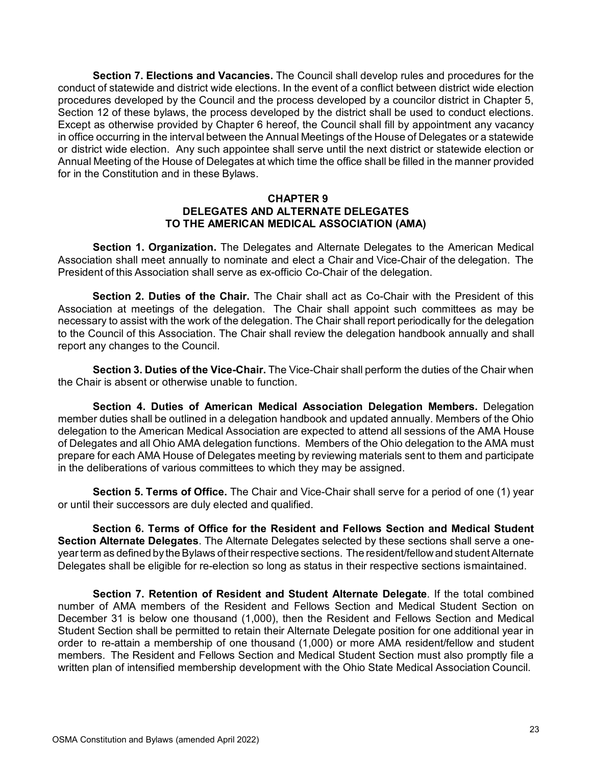**Section 7. Elections and Vacancies.** The Council shall develop rules and procedures for the conduct of statewide and district wide elections. In the event of a conflict between district wide election procedures developed by the Council and the process developed by a councilor district in Chapter 5, Section 12 of these bylaws, the process developed by the district shall be used to conduct elections. Except as otherwise provided by Chapter 6 hereof, the Council shall fill by appointment any vacancy in office occurring in the interval between the Annual Meetings of the House of Delegates or a statewide or district wide election. Any such appointee shall serve until the next district or statewide election or Annual Meeting of the House of Delegates at which time the office shall be filled in the manner provided for in the Constitution and in these Bylaws.

## CHAPTER 9
## DELEGATES AND ALTERNATE DELEGATES TO THE AMERICAN MEDICAL ASSOCIATION (AMA)

**Section 1. Organization.** The Delegates and Alternate Delegates to the American Medical Association shall meet annually to nominate and elect a Chair and Vice-Chair of the delegation. The President of this Association shall serve as ex-officio Co-Chair of the delegation.

**Section 2. Duties of the Chair.** The Chair shall act as Co-Chair with the President of this Association at meetings of the delegation. The Chair shall appoint such committees as may be necessary to assist with the work of the delegation. The Chair shall report periodically for the delegation to the Council of this Association. The Chair shall review the delegation handbook annually and shall report any changes to the Council.

**Section 3. Duties of the Vice-Chair.** The Vice-Chair shall perform the duties of the Chair when the Chair is absent or otherwise unable to function.

**Section 4. Duties of American Medical Association Delegation Members.** Delegation member duties shall be outlined in a delegation handbook and updated annually. Members of the Ohio delegation to the American Medical Association are expected to attend all sessions of the AMA House of Delegates and all Ohio AMA delegation functions. Members of the Ohio delegation to the AMA must prepare for each AMA House of Delegates meeting by reviewing materials sent to them and participate in the deliberations of various committees to which they may be assigned.

**Section 5. Terms of Office.** The Chair and Vice-Chair shall serve for a period of one (1) year or until their successors are duly elected and qualified.

**Section 6. Terms of Office for the Resident and Fellows Section and Medical Student Section Alternate Delegates**. The Alternate Delegates selected by these sections shall serve a one-year term as defined by the Bylaws of their respective sections. The resident/fellow and student Alternate Delegates shall be eligible for re-election so long as status in their respective sections ismaintained.

**Section 7. Retention of Resident and Student Alternate Delegate**. If the total combined number of AMA members of the Resident and Fellows Section and Medical Student Section on December 31 is below one thousand (1,000), then the Resident and Fellows Section and Medical Student Section shall be permitted to retain their Alternate Delegate position for one additional year in order to re-attain a membership of one thousand (1,000) or more AMA resident/fellow and student members. The Resident and Fellows Section and Medical Student Section must also promptly file a written plan of intensified membership development with the Ohio State Medical Association Council.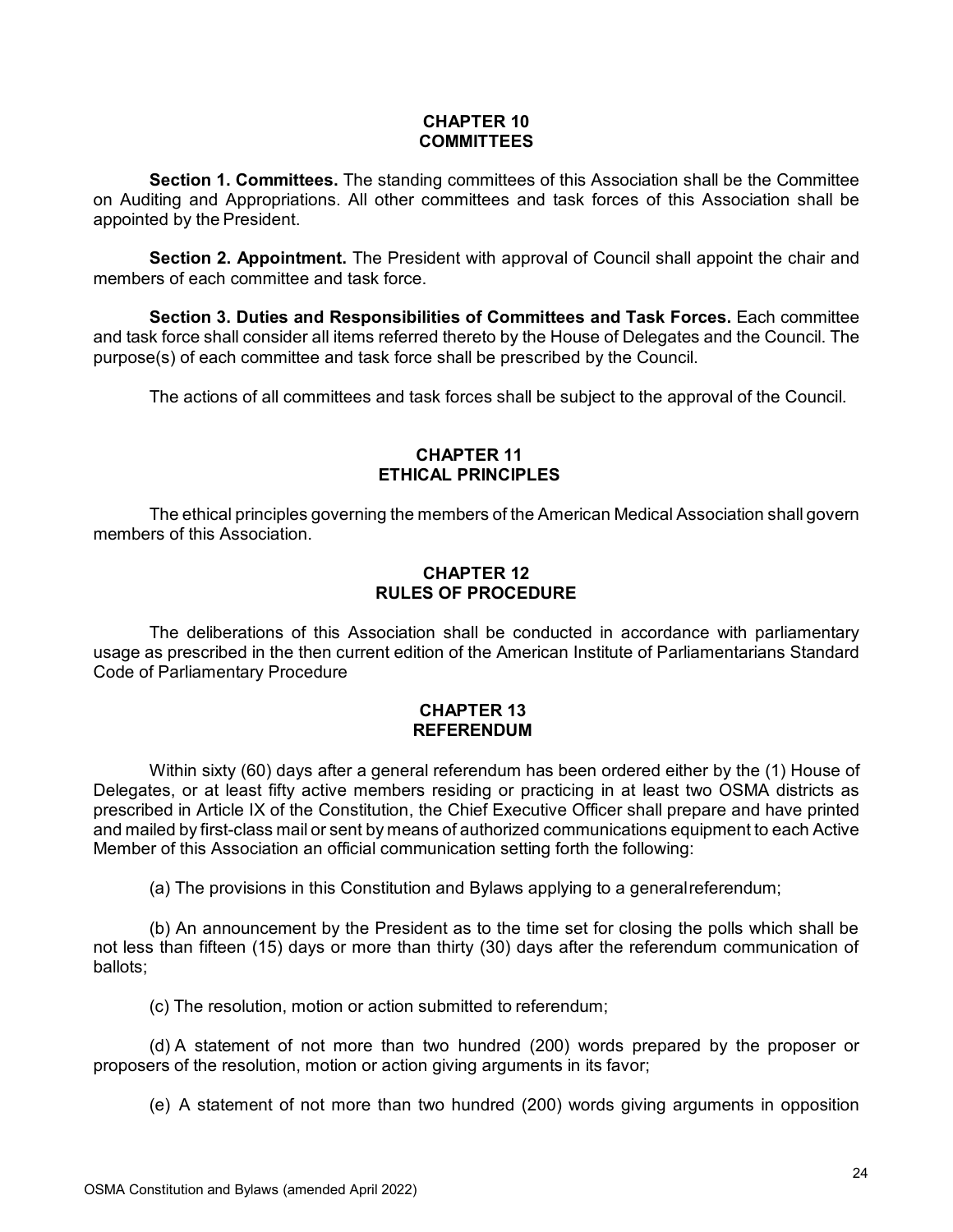## CHAPTER 10
## COMMITTEES

**Section 1. Committees.** The standing committees of this Association shall be the Committee on Auditing and Appropriations. All other committees and task forces of this Association shall be appointed by the President.

**Section 2. Appointment.** The President with approval of Council shall appoint the chair and members of each committee and task force.

**Section 3. Duties and Responsibilities of Committees and Task Forces.** Each committee and task force shall consider all items referred thereto by the House of Delegates and the Council. The purpose(s) of each committee and task force shall be prescribed by the Council.

The actions of all committees and task forces shall be subject to the approval of the Council.

## CHAPTER 11
## ETHICAL PRINCIPLES

The ethical principles governing the members of the American Medical Association shall govern members of this Association.

## CHAPTER 12
## RULES OF PROCEDURE

The deliberations of this Association shall be conducted in accordance with parliamentary usage as prescribed in the then current edition of the American Institute of Parliamentarians Standard Code of Parliamentary Procedure

## CHAPTER 13
## REFERENDUM

Within sixty (60) days after a general referendum has been ordered either by the (1) House of Delegates, or at least fifty active members residing or practicing in at least two OSMA districts as prescribed in Article IX of the Constitution, the Chief Executive Officer shall prepare and have printed and mailed by first-class mail or sent by means of authorized communications equipment to each Active Member of this Association an official communication setting forth the following:

(a) The provisions in this Constitution and Bylaws applying to a general referendum;

(b) An announcement by the President as to the time set for closing the polls which shall be not less than fifteen (15) days or more than thirty (30) days after the referendum communication of ballots;

(c) The resolution, motion or action submitted to referendum;

(d) A statement of not more than two hundred (200) words prepared by the proposer or proposers of the resolution, motion or action giving arguments in its favor;

(e) A statement of not more than two hundred (200) words giving arguments in opposition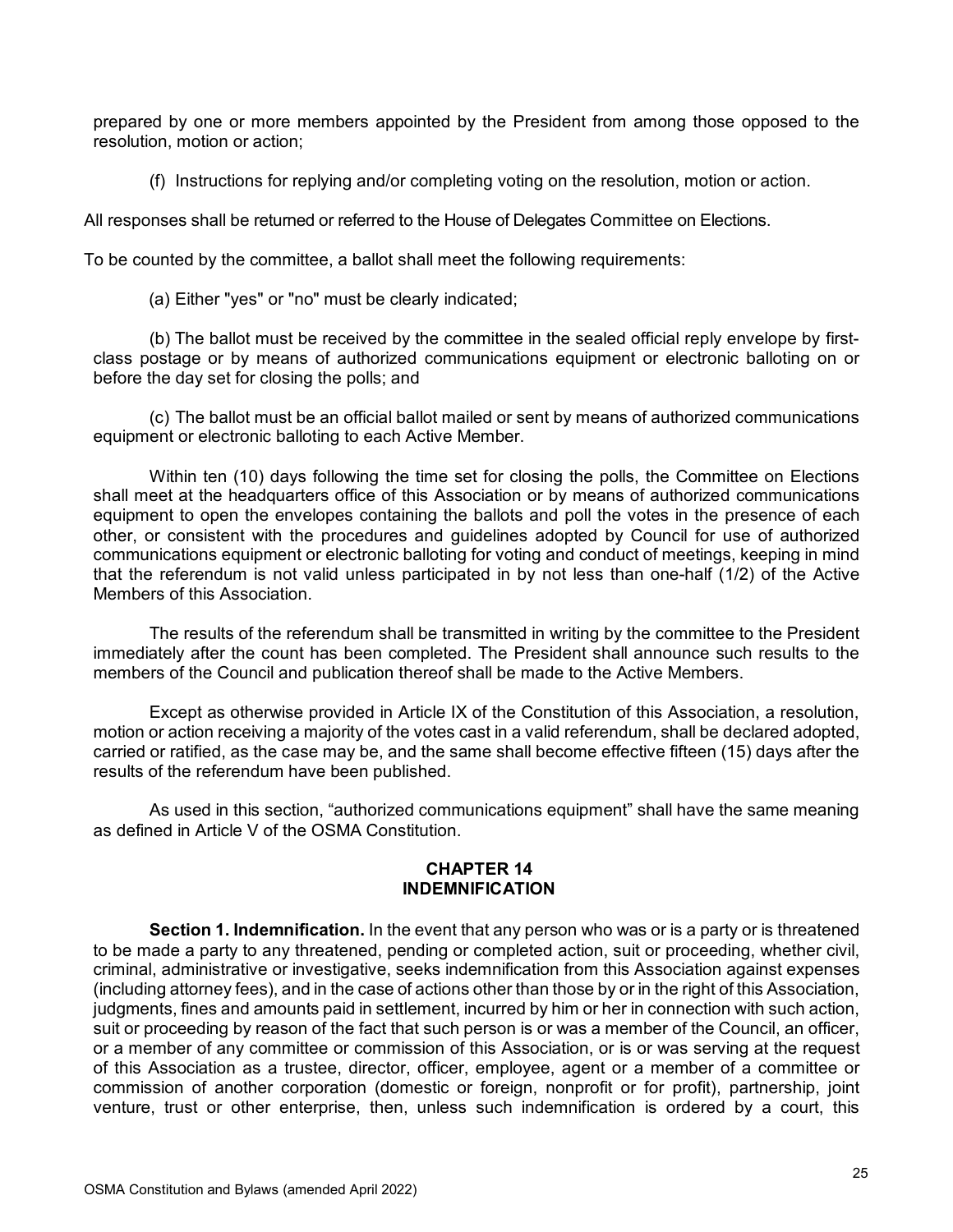prepared by one or more members appointed by the President from among those opposed to the resolution, motion or action;

(f) Instructions for replying and/or completing voting on the resolution, motion or action.

All responses shall be returned or referred to the House of Delegates Committee on Elections.

To be counted by the committee, a ballot shall meet the following requirements:

(a) Either "yes" or "no" must be clearly indicated;

(b) The ballot must be received by the committee in the sealed official reply envelope by first-class postage or by means of authorized communications equipment or electronic balloting on or before the day set for closing the polls; and

(c) The ballot must be an official ballot mailed or sent by means of authorized communications equipment or electronic balloting to each Active Member.

Within ten (10) days following the time set for closing the polls, the Committee on Elections shall meet at the headquarters office of this Association or by means of authorized communications equipment to open the envelopes containing the ballots and poll the votes in the presence of each other, or consistent with the procedures and guidelines adopted by Council for use of authorized communications equipment or electronic balloting for voting and conduct of meetings, keeping in mind that the referendum is not valid unless participated in by not less than one-half (1/2) of the Active Members of this Association.

The results of the referendum shall be transmitted in writing by the committee to the President immediately after the count has been completed. The President shall announce such results to the members of the Council and publication thereof shall be made to the Active Members.

Except as otherwise provided in Article IX of the Constitution of this Association, a resolution, motion or action receiving a majority of the votes cast in a valid referendum, shall be declared adopted, carried or ratified, as the case may be, and the same shall become effective fifteen (15) days after the results of the referendum have been published.

As used in this section, “authorized communications equipment” shall have the same meaning as defined in Article V of the OSMA Constitution.

## CHAPTER 14
## INDEMNIFICATION

**Section 1. Indemnification.** In the event that any person who was or is a party or is threatened to be made a party to any threatened, pending or completed action, suit or proceeding, whether civil, criminal, administrative or investigative, seeks indemnification from this Association against expenses (including attorney fees), and in the case of actions other than those by or in the right of this Association, judgments, fines and amounts paid in settlement, incurred by him or her in connection with such action, suit or proceeding by reason of the fact that such person is or was a member of the Council, an officer, or a member of any committee or commission of this Association, or is or was serving at the request of this Association as a trustee, director, officer, employee, agent or a member of a committee or commission of another corporation (domestic or foreign, nonprofit or for profit), partnership, joint venture, trust or other enterprise, then, unless such indemnification is ordered by a court, this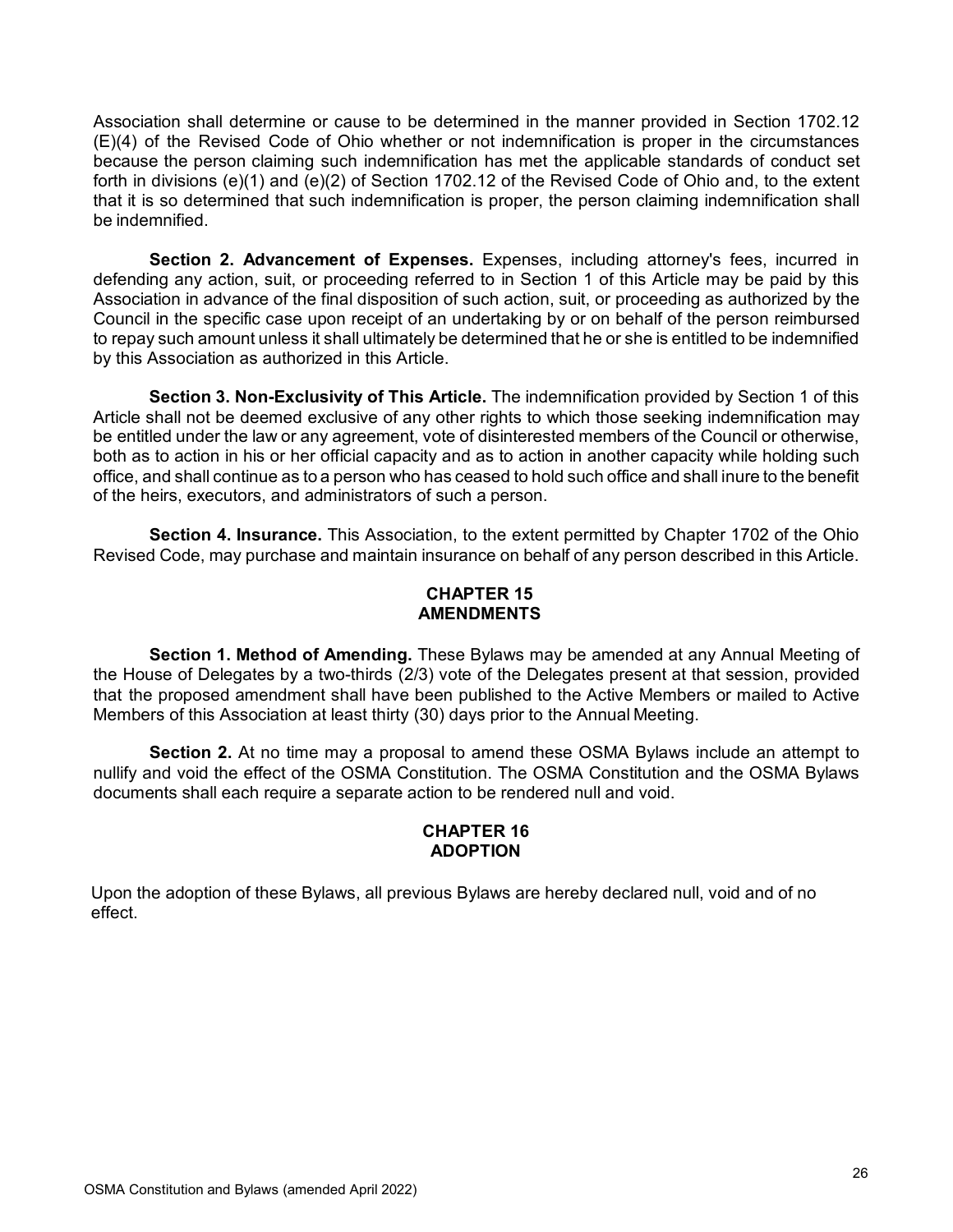Association shall determine or cause to be determined in the manner provided in Section 1702.12 (E)(4) of the Revised Code of Ohio whether or not indemnification is proper in the circumstances because the person claiming such indemnification has met the applicable standards of conduct set forth in divisions (e)(1) and (e)(2) of Section 1702.12 of the Revised Code of Ohio and, to the extent that it is so determined that such indemnification is proper, the person claiming indemnification shall be indemnified.

**Section 2. Advancement of Expenses.** Expenses, including attorney's fees, incurred in defending any action, suit, or proceeding referred to in Section 1 of this Article may be paid by this Association in advance of the final disposition of such action, suit, or proceeding as authorized by the Council in the specific case upon receipt of an undertaking by or on behalf of the person reimbursed to repay such amount unless it shall ultimately be determined that he or she is entitled to be indemnified by this Association as authorized in this Article.

**Section 3. Non-Exclusivity of This Article.** The indemnification provided by Section 1 of this Article shall not be deemed exclusive of any other rights to which those seeking indemnification may be entitled under the law or any agreement, vote of disinterested members of the Council or otherwise, both as to action in his or her official capacity and as to action in another capacity while holding such office, and shall continue as to a person who has ceased to hold such office and shall inure to the benefit of the heirs, executors, and administrators of such a person.

**Section 4. Insurance.** This Association, to the extent permitted by Chapter 1702 of the Ohio Revised Code, may purchase and maintain insurance on behalf of any person described in this Article.

## CHAPTER 15
## AMENDMENTS

**Section 1. Method of Amending.** These Bylaws may be amended at any Annual Meeting of the House of Delegates by a two-thirds (2/3) vote of the Delegates present at that session, provided that the proposed amendment shall have been published to the Active Members or mailed to Active Members of this Association at least thirty (30) days prior to the Annual Meeting.

**Section 2.** At no time may a proposal to amend these OSMA Bylaws include an attempt to nullify and void the effect of the OSMA Constitution. The OSMA Constitution and the OSMA Bylaws documents shall each require a separate action to be rendered null and void.

## CHAPTER 16
## ADOPTION

Upon the adoption of these Bylaws, all previous Bylaws are hereby declared null, void and of no effect.